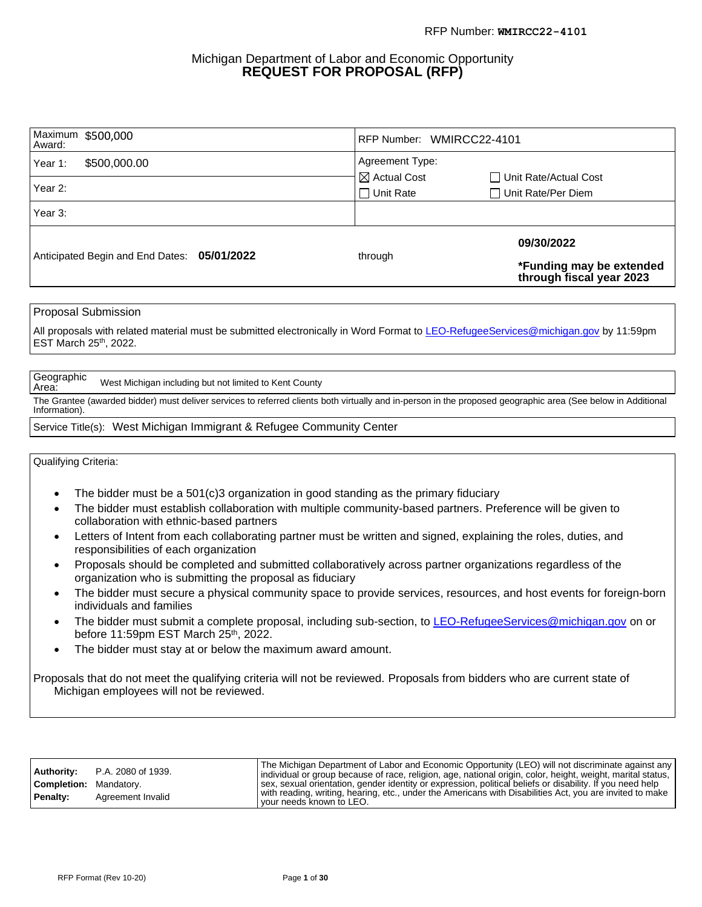RFP Number: **WMIRCC22-4101**

# Michigan Department of Labor and Economic Opportunity
## REQUEST FOR PROPOSAL (RFP)

| Maximum Award: $500,000 | RFP Number: WMIRCC22-4101 | |
|---|---|---|
| Year 1: $500,000.00 | Agreement Type: | |
| Year 2: | ☒ Actual Cost | ☐ Unit Rate/Actual Cost |
| | ☐ Unit Rate | ☐ Unit Rate/Per Diem |
| Year 3: | | |
| Anticipated Begin and End Dates: **05/01/2022** | through | **09/30/2022** **\*Funding may be extended through fiscal year 2023** |

**Proposal Submission**

All proposals with related material must be submitted electronically in Word Format to LEO-RefugeeServices@michigan.gov by 11:59pm EST March 25th, 2022.

**Geographic Area:** West Michigan including but not limited to Kent County

The Grantee (awarded bidder) must deliver services to referred clients both virtually and in-person in the proposed geographic area (See below in Additional Information).

**Service Title(s):** West Michigan Immigrant & Refugee Community Center

**Qualifying Criteria:**

- The bidder must be a 501(c)3 organization in good standing as the primary fiduciary
- The bidder must establish collaboration with multiple community-based partners. Preference will be given to collaboration with ethnic-based partners
- Letters of Intent from each collaborating partner must be written and signed, explaining the roles, duties, and responsibilities of each organization
- Proposals should be completed and submitted collaboratively across partner organizations regardless of the organization who is submitting the proposal as fiduciary
- The bidder must secure a physical community space to provide services, resources, and host events for foreign-born individuals and families
- The bidder must submit a complete proposal, including sub-section, to LEO-RefugeeServices@michigan.gov on or before 11:59pm EST March 25th, 2022.
- The bidder must stay at or below the maximum award amount.

Proposals that do not meet the qualifying criteria will not be reviewed. Proposals from bidders who are current state of Michigan employees will not be reviewed.

| | | |
|---|---|---|
| **Authority:** | P.A. 2080 of 1939. | The Michigan Department of Labor and Economic Opportunity (LEO) will not discriminate against any individual or group because of race, religion, age, national origin, color, height, weight, marital status, sex, sexual orientation, gender identity or expression, political beliefs or disability. If you need help with reading, writing, hearing, etc., under the Americans with Disabilities Act, you are invited to make your needs known to LEO. |
| **Completion:** | Mandatory. | |
| **Penalty:** | Agreement Invalid | |

RFP Format (Rev 10-20)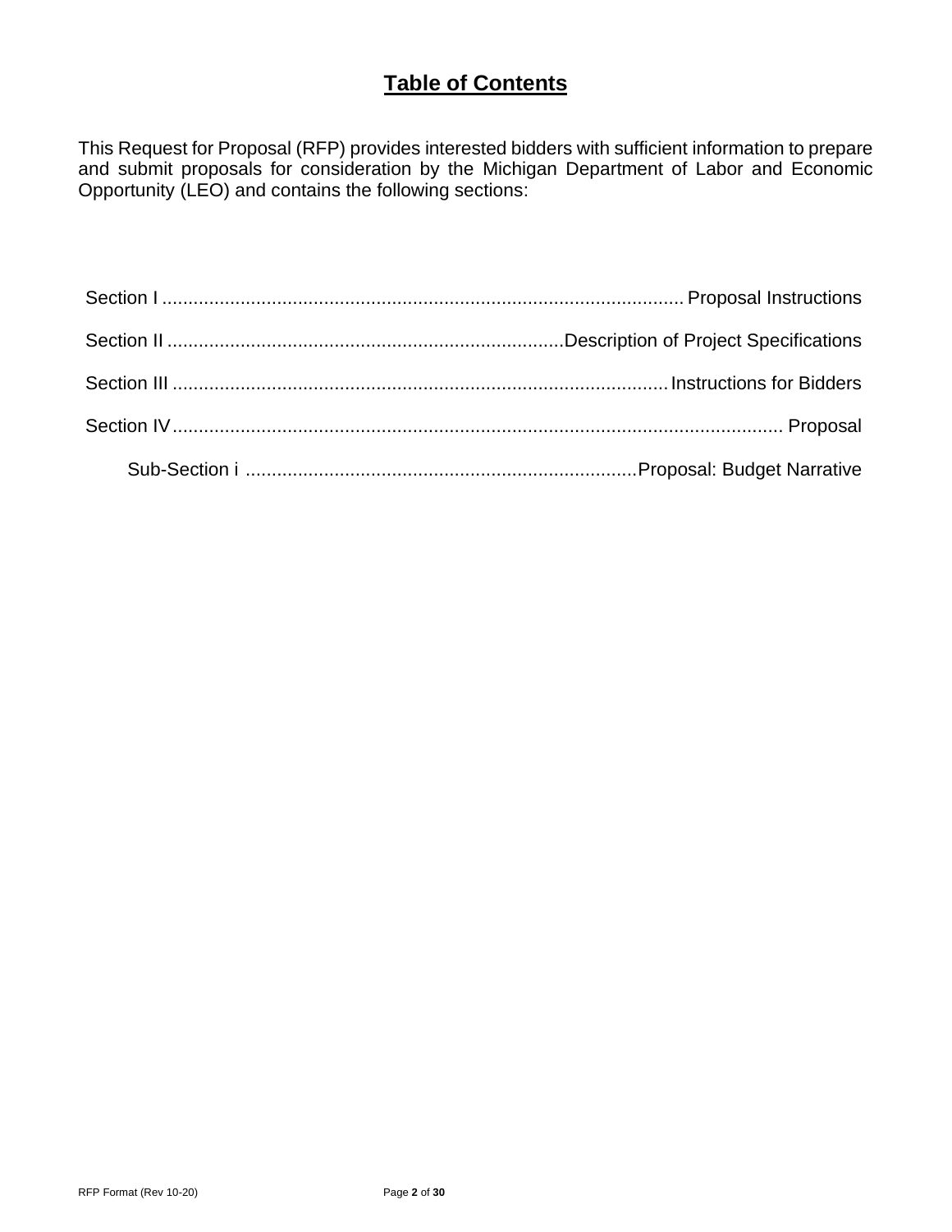# Table of Contents

This Request for Proposal (RFP) provides interested bidders with sufficient information to prepare and submit proposals for consideration by the Michigan Department of Labor and Economic Opportunity (LEO) and contains the following sections:

Section I ................................................................................................ Proposal Instructions

Section II .......................................................................... Description of Project Specifications

Section III ........................................................................................... Instructions for Bidders

Section IV ................................................................................................................. Proposal

Sub-Section i ......................................................................... Proposal: Budget Narrative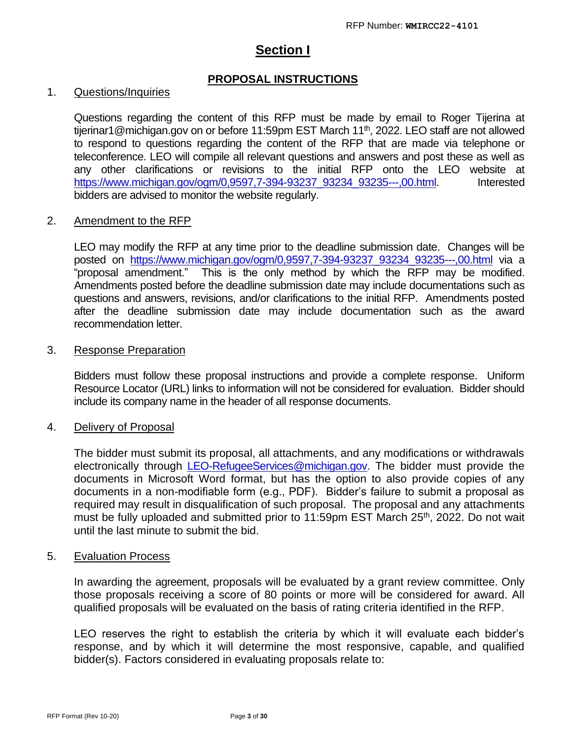# Section I

## PROPOSAL INSTRUCTIONS

1. Questions/Inquiries

   Questions regarding the content of this RFP must be made by email to Roger Tijerina at tijerinar1@michigan.gov on or before 11:59pm EST March 11th, 2022. LEO staff are not allowed to respond to questions regarding the content of the RFP that are made via telephone or teleconference. LEO will compile all relevant questions and answers and post these as well as any other clarifications or revisions to the initial RFP onto the LEO website at https://www.michigan.gov/ogm/0,9597,7-394-93237_93234_93235---,00.html. Interested bidders are advised to monitor the website regularly.

2. Amendment to the RFP

   LEO may modify the RFP at any time prior to the deadline submission date. Changes will be posted on https://www.michigan.gov/ogm/0,9597,7-394-93237_93234_93235---,00.html via a "proposal amendment." This is the only method by which the RFP may be modified. Amendments posted before the deadline submission date may include documentations such as questions and answers, revisions, and/or clarifications to the initial RFP. Amendments posted after the deadline submission date may include documentation such as the award recommendation letter.

3. Response Preparation

   Bidders must follow these proposal instructions and provide a complete response. Uniform Resource Locator (URL) links to information will not be considered for evaluation. Bidder should include its company name in the header of all response documents.

4. Delivery of Proposal

   The bidder must submit its proposal, all attachments, and any modifications or withdrawals electronically through LEO-RefugeeServices@michigan.gov. The bidder must provide the documents in Microsoft Word format, but has the option to also provide copies of any documents in a non-modifiable form (e.g., PDF). Bidder's failure to submit a proposal as required may result in disqualification of such proposal. The proposal and any attachments must be fully uploaded and submitted prior to 11:59pm EST March 25th, 2022. Do not wait until the last minute to submit the bid.

5. Evaluation Process

   In awarding the agreement, proposals will be evaluated by a grant review committee. Only those proposals receiving a score of 80 points or more will be considered for award. All qualified proposals will be evaluated on the basis of rating criteria identified in the RFP.

   LEO reserves the right to establish the criteria by which it will evaluate each bidder's response, and by which it will determine the most responsive, capable, and qualified bidder(s). Factors considered in evaluating proposals relate to: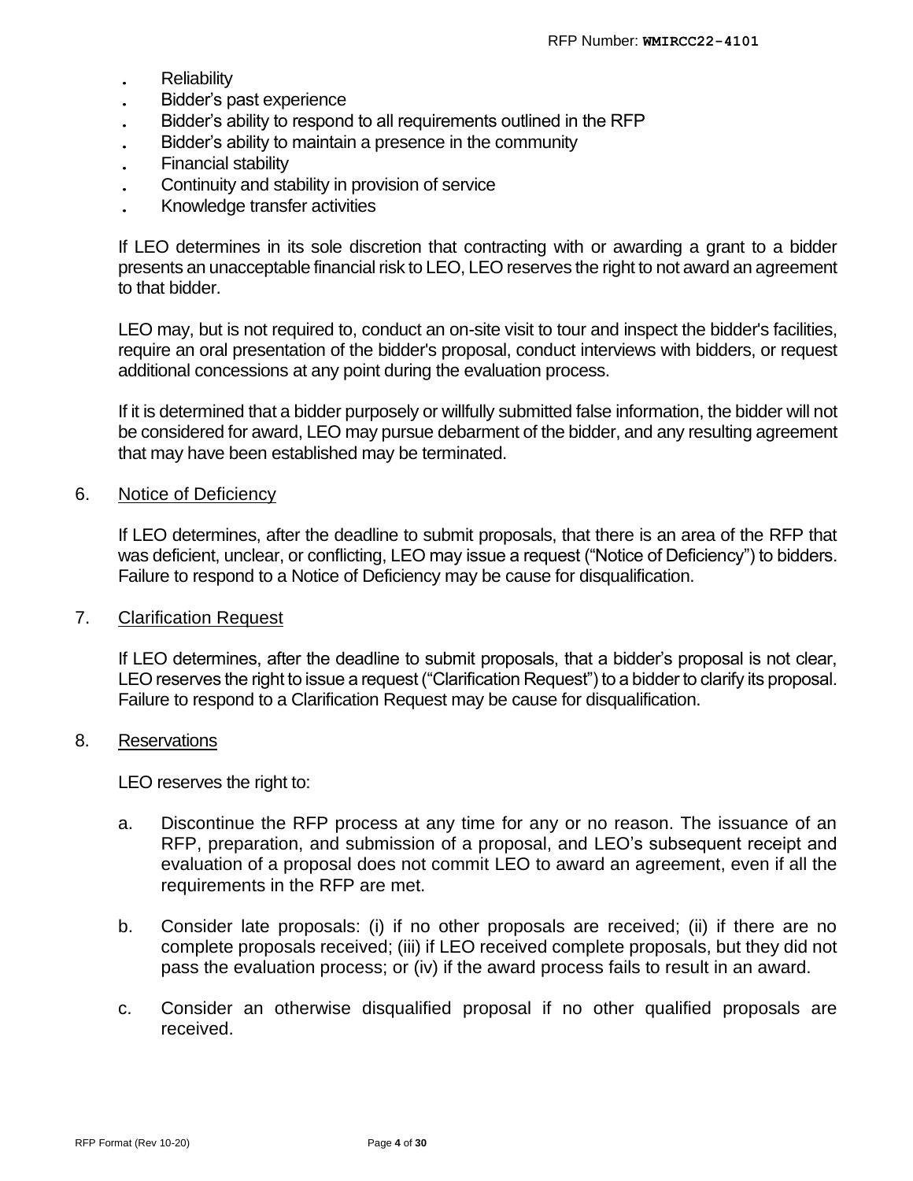- Reliability
- Bidder's past experience
- Bidder's ability to respond to all requirements outlined in the RFP
- Bidder's ability to maintain a presence in the community
- Financial stability
- Continuity and stability in provision of service
- Knowledge transfer activities

If LEO determines in its sole discretion that contracting with or awarding a grant to a bidder presents an unacceptable financial risk to LEO, LEO reserves the right to not award an agreement to that bidder.

LEO may, but is not required to, conduct an on-site visit to tour and inspect the bidder's facilities, require an oral presentation of the bidder's proposal, conduct interviews with bidders, or request additional concessions at any point during the evaluation process.

If it is determined that a bidder purposely or willfully submitted false information, the bidder will not be considered for award, LEO may pursue debarment of the bidder, and any resulting agreement that may have been established may be terminated.

6. <u>Notice of Deficiency</u>

If LEO determines, after the deadline to submit proposals, that there is an area of the RFP that was deficient, unclear, or conflicting, LEO may issue a request ("Notice of Deficiency") to bidders. Failure to respond to a Notice of Deficiency may be cause for disqualification.

7. <u>Clarification Request</u>

If LEO determines, after the deadline to submit proposals, that a bidder's proposal is not clear, LEO reserves the right to issue a request ("Clarification Request") to a bidder to clarify its proposal. Failure to respond to a Clarification Request may be cause for disqualification.

8. <u>Reservations</u>

LEO reserves the right to:

a. Discontinue the RFP process at any time for any or no reason. The issuance of an RFP, preparation, and submission of a proposal, and LEO's subsequent receipt and evaluation of a proposal does not commit LEO to award an agreement, even if all the requirements in the RFP are met.

b. Consider late proposals: (i) if no other proposals are received; (ii) if there are no complete proposals received; (iii) if LEO received complete proposals, but they did not pass the evaluation process; or (iv) if the award process fails to result in an award.

c. Consider an otherwise disqualified proposal if no other qualified proposals are received.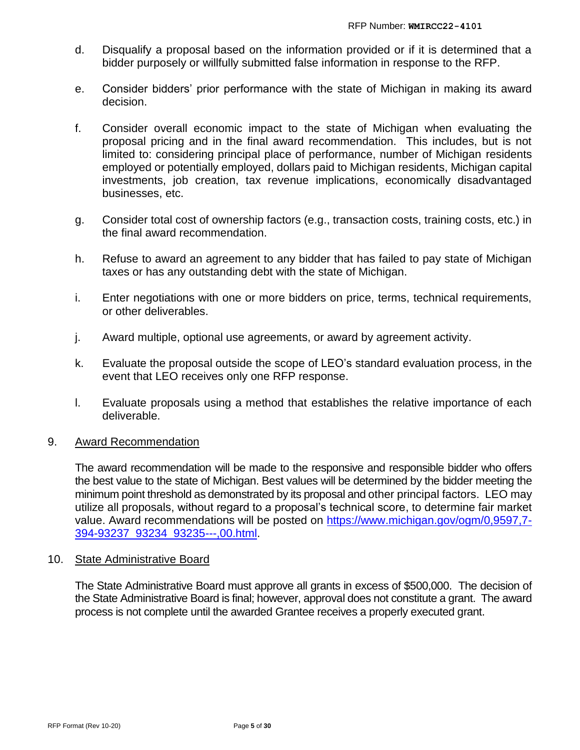d. Disqualify a proposal based on the information provided or if it is determined that a bidder purposely or willfully submitted false information in response to the RFP.

e. Consider bidders' prior performance with the state of Michigan in making its award decision.

f. Consider overall economic impact to the state of Michigan when evaluating the proposal pricing and in the final award recommendation. This includes, but is not limited to: considering principal place of performance, number of Michigan residents employed or potentially employed, dollars paid to Michigan residents, Michigan capital investments, job creation, tax revenue implications, economically disadvantaged businesses, etc.

g. Consider total cost of ownership factors (e.g., transaction costs, training costs, etc.) in the final award recommendation.

h. Refuse to award an agreement to any bidder that has failed to pay state of Michigan taxes or has any outstanding debt with the state of Michigan.

i. Enter negotiations with one or more bidders on price, terms, technical requirements, or other deliverables.

j. Award multiple, optional use agreements, or award by agreement activity.

k. Evaluate the proposal outside the scope of LEO's standard evaluation process, in the event that LEO receives only one RFP response.

l. Evaluate proposals using a method that establishes the relative importance of each deliverable.

## 9. Award Recommendation

The award recommendation will be made to the responsive and responsible bidder who offers the best value to the state of Michigan. Best values will be determined by the bidder meeting the minimum point threshold as demonstrated by its proposal and other principal factors. LEO may utilize all proposals, without regard to a proposal's technical score, to determine fair market value. Award recommendations will be posted on [https://www.michigan.gov/ogm/0,9597,7-394-93237_93234_93235---,00.html](https://www.michigan.gov/ogm/0,9597,7-394-93237_93234_93235---,00.html).

## 10. State Administrative Board

The State Administrative Board must approve all grants in excess of $500,000. The decision of the State Administrative Board is final; however, approval does not constitute a grant. The award process is not complete until the awarded Grantee receives a properly executed grant.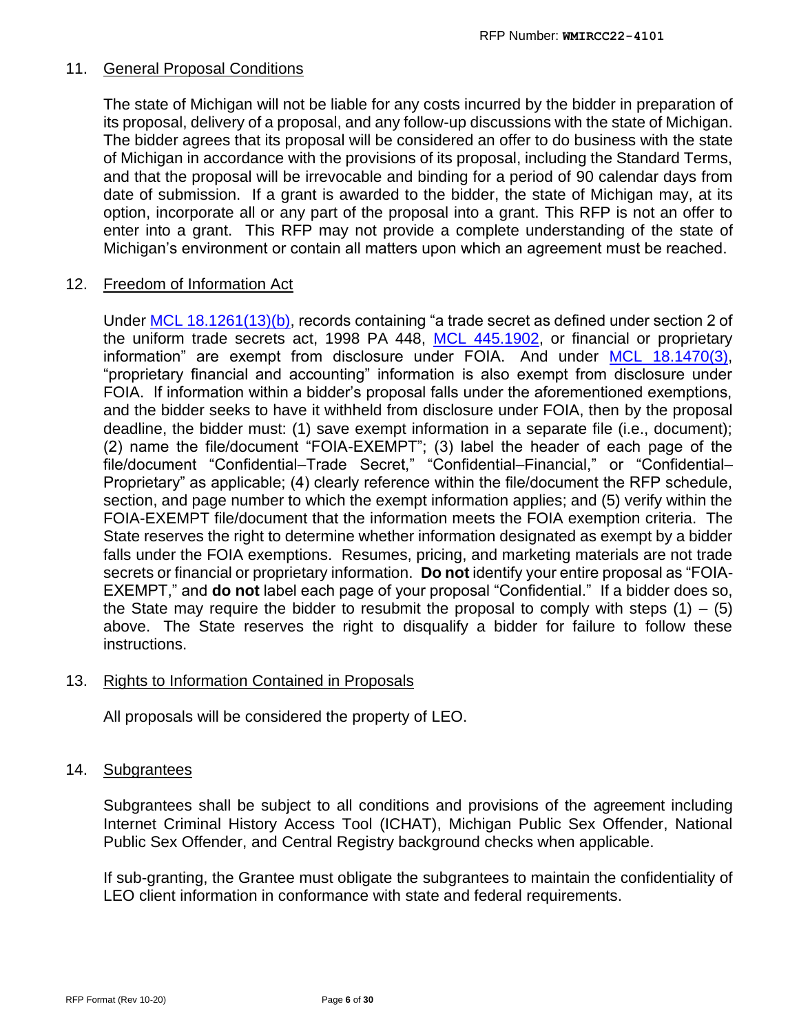11. General Proposal Conditions

The state of Michigan will not be liable for any costs incurred by the bidder in preparation of its proposal, delivery of a proposal, and any follow-up discussions with the state of Michigan. The bidder agrees that its proposal will be considered an offer to do business with the state of Michigan in accordance with the provisions of its proposal, including the Standard Terms, and that the proposal will be irrevocable and binding for a period of 90 calendar days from date of submission. If a grant is awarded to the bidder, the state of Michigan may, at its option, incorporate all or any part of the proposal into a grant. This RFP is not an offer to enter into a grant. This RFP may not provide a complete understanding of the state of Michigan's environment or contain all matters upon which an agreement must be reached.

12. Freedom of Information Act

Under MCL 18.1261(13)(b), records containing "a trade secret as defined under section 2 of the uniform trade secrets act, 1998 PA 448, MCL 445.1902, or financial or proprietary information" are exempt from disclosure under FOIA. And under MCL 18.1470(3), "proprietary financial and accounting" information is also exempt from disclosure under FOIA. If information within a bidder's proposal falls under the aforementioned exemptions, and the bidder seeks to have it withheld from disclosure under FOIA, then by the proposal deadline, the bidder must: (1) save exempt information in a separate file (i.e., document); (2) name the file/document "FOIA-EXEMPT"; (3) label the header of each page of the file/document "Confidential–Trade Secret," "Confidential–Financial," or "Confidential–Proprietary" as applicable; (4) clearly reference within the file/document the RFP schedule, section, and page number to which the exempt information applies; and (5) verify within the FOIA-EXEMPT file/document that the information meets the FOIA exemption criteria. The State reserves the right to determine whether information designated as exempt by a bidder falls under the FOIA exemptions. Resumes, pricing, and marketing materials are not trade secrets or financial or proprietary information. **Do not** identify your entire proposal as "FOIA-EXEMPT," and **do not** label each page of your proposal "Confidential." If a bidder does so, the State may require the bidder to resubmit the proposal to comply with steps (1) – (5) above. The State reserves the right to disqualify a bidder for failure to follow these instructions.

13. Rights to Information Contained in Proposals

All proposals will be considered the property of LEO.

14. Subgrantees

Subgrantees shall be subject to all conditions and provisions of the agreement including Internet Criminal History Access Tool (ICHAT), Michigan Public Sex Offender, National Public Sex Offender, and Central Registry background checks when applicable.

If sub-granting, the Grantee must obligate the subgrantees to maintain the confidentiality of LEO client information in conformance with state and federal requirements.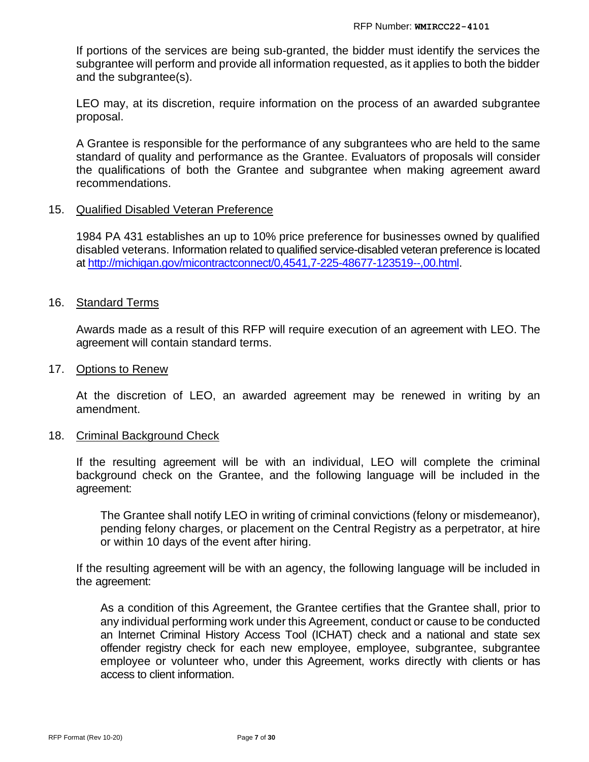If portions of the services are being sub-granted, the bidder must identify the services the subgrantee will perform and provide all information requested, as it applies to both the bidder and the subgrantee(s).

LEO may, at its discretion, require information on the process of an awarded subgrantee proposal.

A Grantee is responsible for the performance of any subgrantees who are held to the same standard of quality and performance as the Grantee. Evaluators of proposals will consider the qualifications of both the Grantee and subgrantee when making agreement award recommendations.

15. Qualified Disabled Veteran Preference

1984 PA 431 establishes an up to 10% price preference for businesses owned by qualified disabled veterans. Information related to qualified service-disabled veteran preference is located at [http://michigan.gov/micontractconnect/0,4541,7-225-48677-123519--,00.html](http://michigan.gov/micontractconnect/0,4541,7-225-48677-123519--,00.html).

16. Standard Terms

Awards made as a result of this RFP will require execution of an agreement with LEO. The agreement will contain standard terms.

17. Options to Renew

At the discretion of LEO, an awarded agreement may be renewed in writing by an amendment.

18. Criminal Background Check

If the resulting agreement will be with an individual, LEO will complete the criminal background check on the Grantee, and the following language will be included in the agreement:

> The Grantee shall notify LEO in writing of criminal convictions (felony or misdemeanor), pending felony charges, or placement on the Central Registry as a perpetrator, at hire or within 10 days of the event after hiring.

If the resulting agreement will be with an agency, the following language will be included in the agreement:

> As a condition of this Agreement, the Grantee certifies that the Grantee shall, prior to any individual performing work under this Agreement, conduct or cause to be conducted an Internet Criminal History Access Tool (ICHAT) check and a national and state sex offender registry check for each new employee, employee, subgrantee, subgrantee employee or volunteer who, under this Agreement, works directly with clients or has access to client information.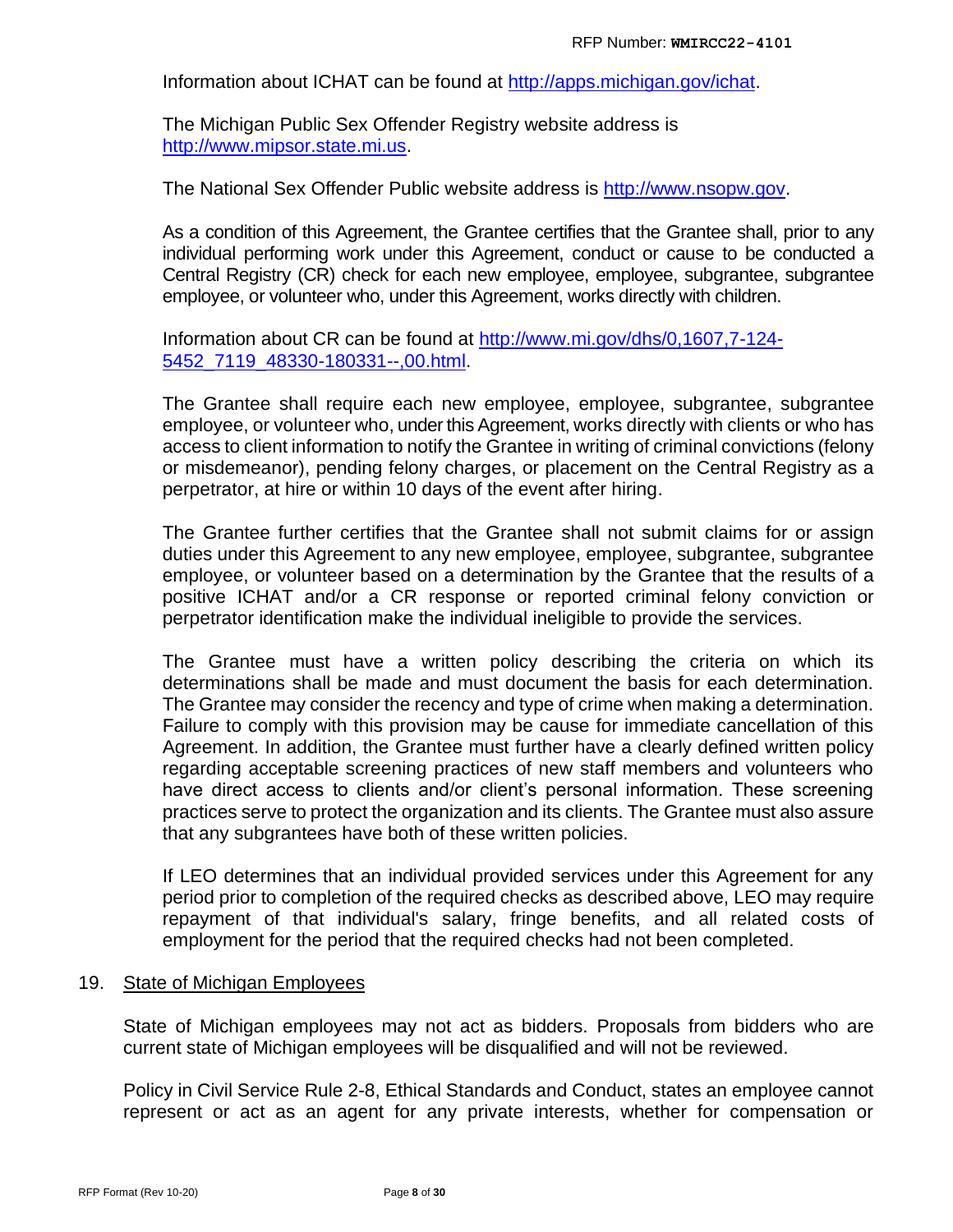Information about ICHAT can be found at http://apps.michigan.gov/ichat.

The Michigan Public Sex Offender Registry website address is http://www.mipsor.state.mi.us.

The National Sex Offender Public website address is http://www.nsopw.gov.

As a condition of this Agreement, the Grantee certifies that the Grantee shall, prior to any individual performing work under this Agreement, conduct or cause to be conducted a Central Registry (CR) check for each new employee, employee, subgrantee, subgrantee employee, or volunteer who, under this Agreement, works directly with children.

Information about CR can be found at http://www.mi.gov/dhs/0,1607,7-124-5452_7119_48330-180331--,00.html.

The Grantee shall require each new employee, employee, subgrantee, subgrantee employee, or volunteer who, under this Agreement, works directly with clients or who has access to client information to notify the Grantee in writing of criminal convictions (felony or misdemeanor), pending felony charges, or placement on the Central Registry as a perpetrator, at hire or within 10 days of the event after hiring.

The Grantee further certifies that the Grantee shall not submit claims for or assign duties under this Agreement to any new employee, employee, subgrantee, subgrantee employee, or volunteer based on a determination by the Grantee that the results of a positive ICHAT and/or a CR response or reported criminal felony conviction or perpetrator identification make the individual ineligible to provide the services.

The Grantee must have a written policy describing the criteria on which its determinations shall be made and must document the basis for each determination. The Grantee may consider the recency and type of crime when making a determination. Failure to comply with this provision may be cause for immediate cancellation of this Agreement. In addition, the Grantee must further have a clearly defined written policy regarding acceptable screening practices of new staff members and volunteers who have direct access to clients and/or client's personal information. These screening practices serve to protect the organization and its clients. The Grantee must also assure that any subgrantees have both of these written policies.

If LEO determines that an individual provided services under this Agreement for any period prior to completion of the required checks as described above, LEO may require repayment of that individual's salary, fringe benefits, and all related costs of employment for the period that the required checks had not been completed.

19. State of Michigan Employees

State of Michigan employees may not act as bidders. Proposals from bidders who are current state of Michigan employees will be disqualified and will not be reviewed.

Policy in Civil Service Rule 2-8, Ethical Standards and Conduct, states an employee cannot represent or act as an agent for any private interests, whether for compensation or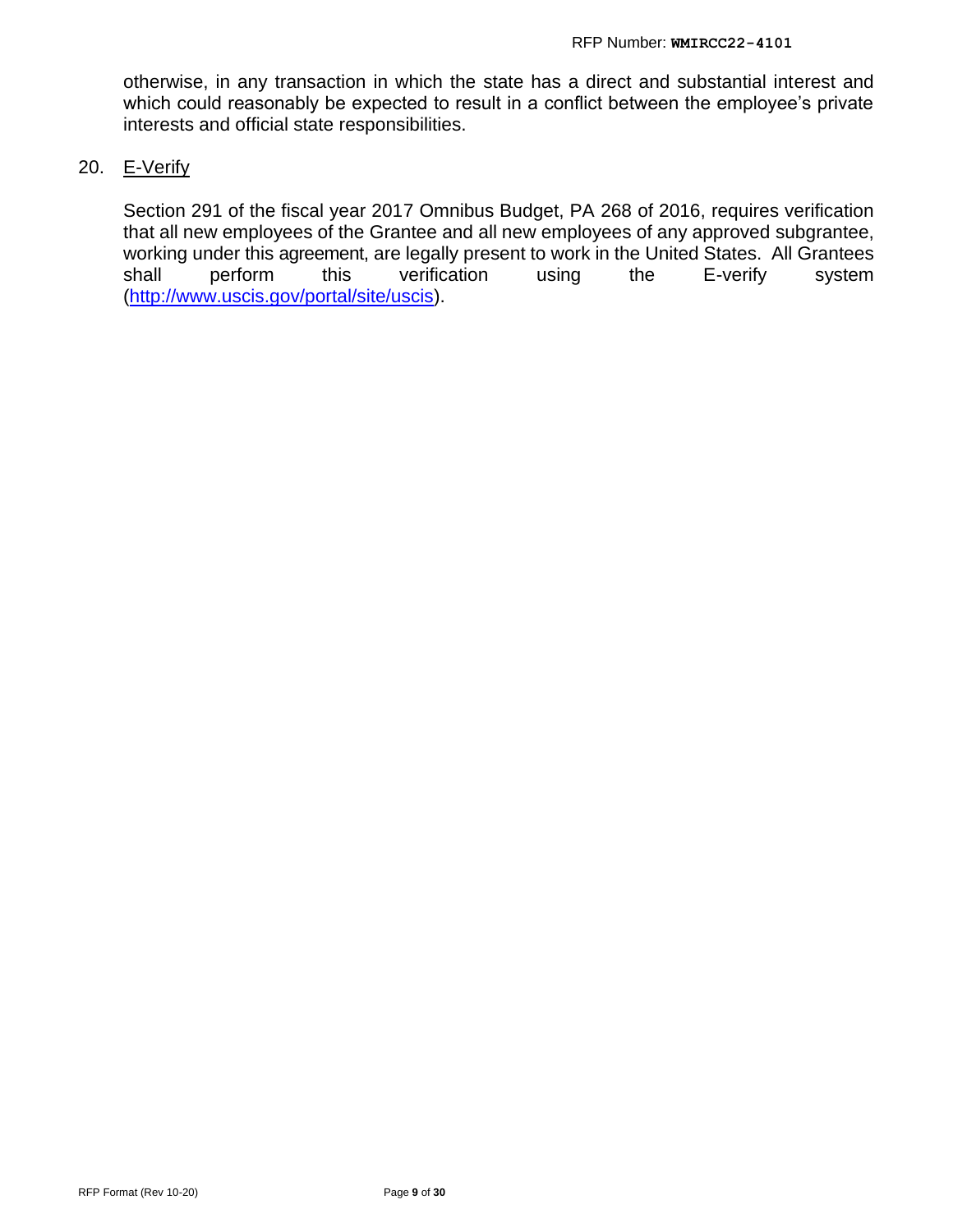otherwise, in any transaction in which the state has a direct and substantial interest and which could reasonably be expected to result in a conflict between the employee's private interests and official state responsibilities.

20. E-Verify

Section 291 of the fiscal year 2017 Omnibus Budget, PA 268 of 2016, requires verification that all new employees of the Grantee and all new employees of any approved subgrantee, working under this agreement, are legally present to work in the United States. All Grantees shall perform this verification using the E-verify system (http://www.uscis.gov/portal/site/uscis).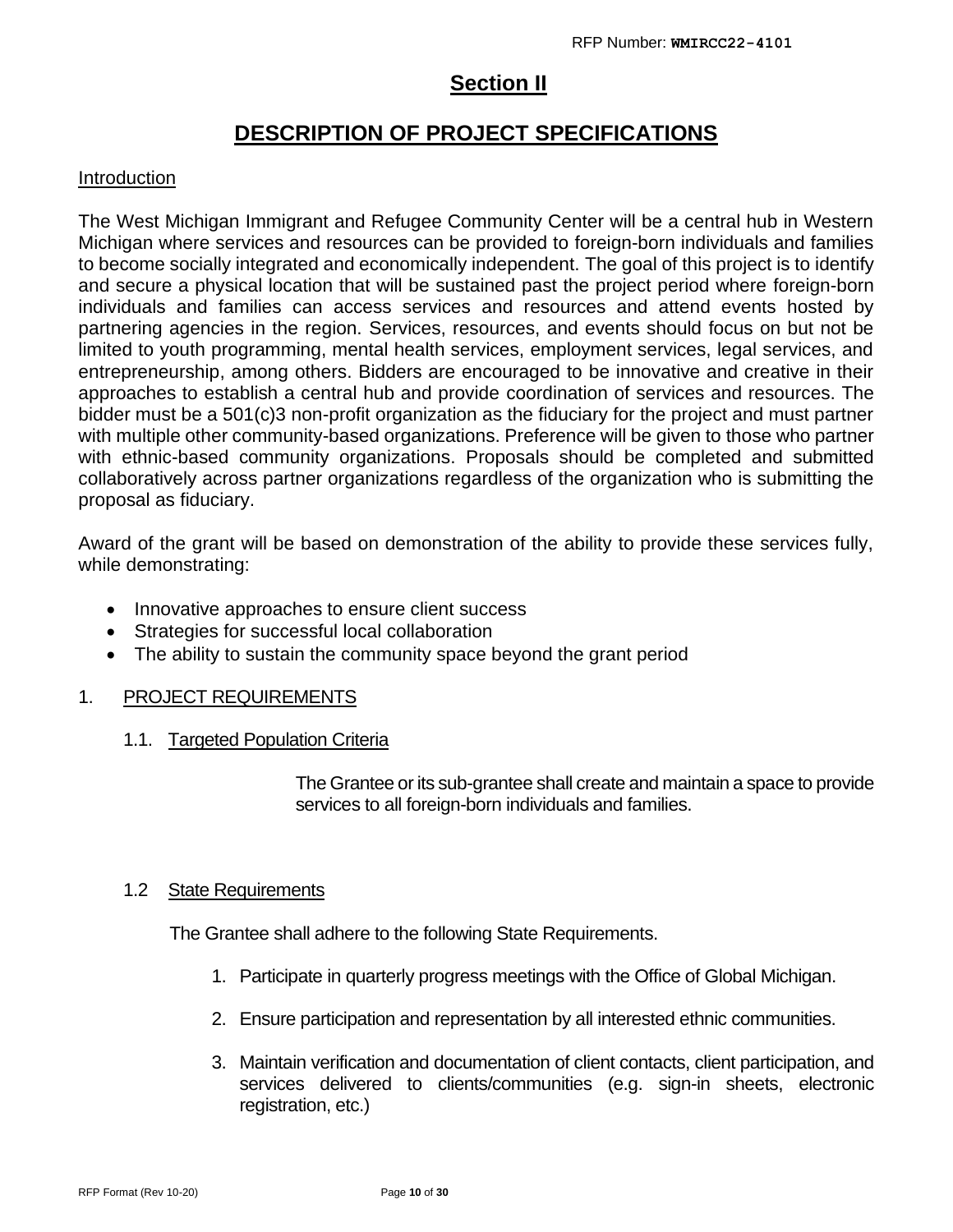# Section II

## DESCRIPTION OF PROJECT SPECIFICATIONS

### Introduction

The West Michigan Immigrant and Refugee Community Center will be a central hub in Western Michigan where services and resources can be provided to foreign-born individuals and families to become socially integrated and economically independent. The goal of this project is to identify and secure a physical location that will be sustained past the project period where foreign-born individuals and families can access services and resources and attend events hosted by partnering agencies in the region. Services, resources, and events should focus on but not be limited to youth programming, mental health services, employment services, legal services, and entrepreneurship, among others. Bidders are encouraged to be innovative and creative in their approaches to establish a central hub and provide coordination of services and resources. The bidder must be a 501(c)3 non-profit organization as the fiduciary for the project and must partner with multiple other community-based organizations. Preference will be given to those who partner with ethnic-based community organizations. Proposals should be completed and submitted collaboratively across partner organizations regardless of the organization who is submitting the proposal as fiduciary.

Award of the grant will be based on demonstration of the ability to provide these services fully, while demonstrating:

- Innovative approaches to ensure client success
- Strategies for successful local collaboration
- The ability to sustain the community space beyond the grant period

### 1. PROJECT REQUIREMENTS

#### 1.1. Targeted Population Criteria

The Grantee or its sub-grantee shall create and maintain a space to provide services to all foreign-born individuals and families.

#### 1.2 State Requirements

The Grantee shall adhere to the following State Requirements.

1. Participate in quarterly progress meetings with the Office of Global Michigan.
2. Ensure participation and representation by all interested ethnic communities.
3. Maintain verification and documentation of client contacts, client participation, and services delivered to clients/communities (e.g. sign-in sheets, electronic registration, etc.)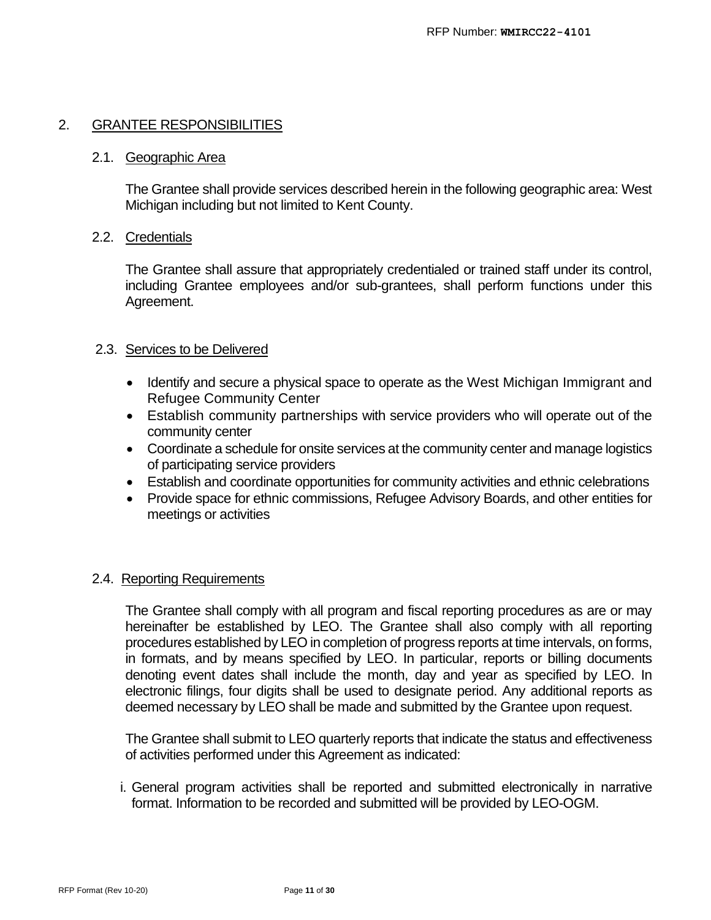## 2. GRANTEE RESPONSIBILITIES

### 2.1. Geographic Area

The Grantee shall provide services described herein in the following geographic area: West Michigan including but not limited to Kent County.

### 2.2. Credentials

The Grantee shall assure that appropriately credentialed or trained staff under its control, including Grantee employees and/or sub-grantees, shall perform functions under this Agreement.

### 2.3. Services to be Delivered

- Identify and secure a physical space to operate as the West Michigan Immigrant and Refugee Community Center
- Establish community partnerships with service providers who will operate out of the community center
- Coordinate a schedule for onsite services at the community center and manage logistics of participating service providers
- Establish and coordinate opportunities for community activities and ethnic celebrations
- Provide space for ethnic commissions, Refugee Advisory Boards, and other entities for meetings or activities

### 2.4. Reporting Requirements

The Grantee shall comply with all program and fiscal reporting procedures as are or may hereinafter be established by LEO. The Grantee shall also comply with all reporting procedures established by LEO in completion of progress reports at time intervals, on forms, in formats, and by means specified by LEO. In particular, reports or billing documents denoting event dates shall include the month, day and year as specified by LEO. In electronic filings, four digits shall be used to designate period. Any additional reports as deemed necessary by LEO shall be made and submitted by the Grantee upon request.

The Grantee shall submit to LEO quarterly reports that indicate the status and effectiveness of activities performed under this Agreement as indicated:

i. General program activities shall be reported and submitted electronically in narrative format. Information to be recorded and submitted will be provided by LEO-OGM.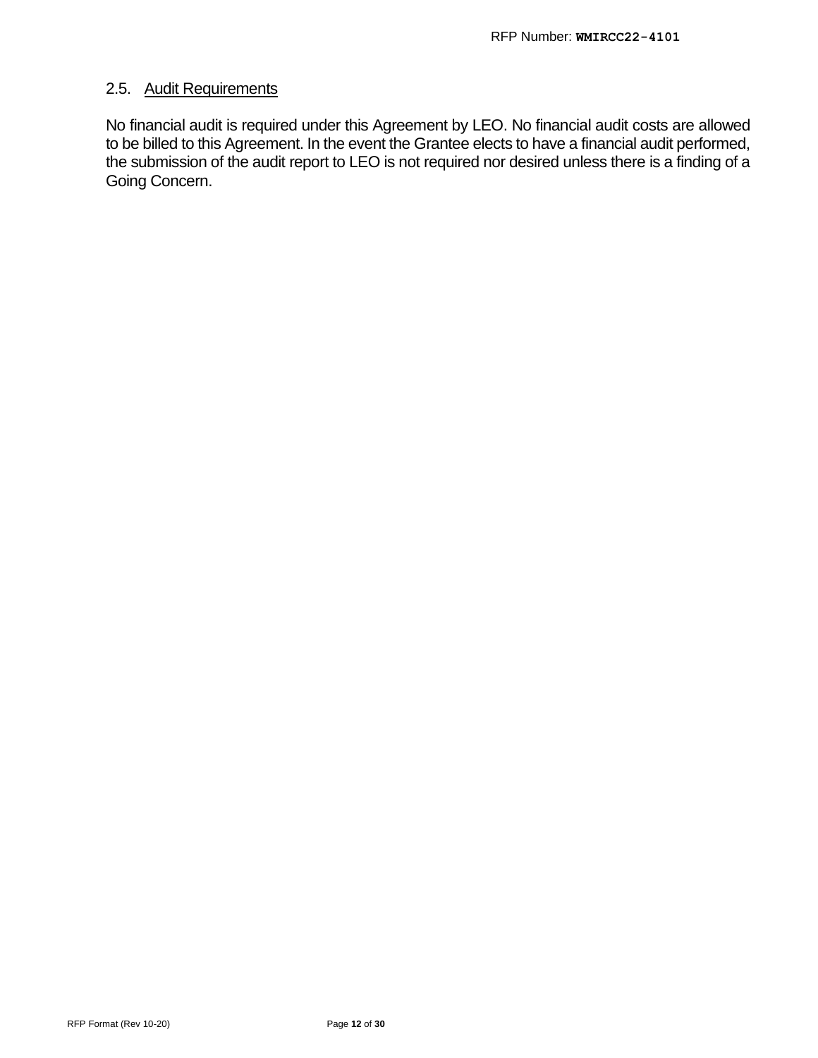## 2.5. Audit Requirements

No financial audit is required under this Agreement by LEO. No financial audit costs are allowed to be billed to this Agreement. In the event the Grantee elects to have a financial audit performed, the submission of the audit report to LEO is not required nor desired unless there is a finding of a Going Concern.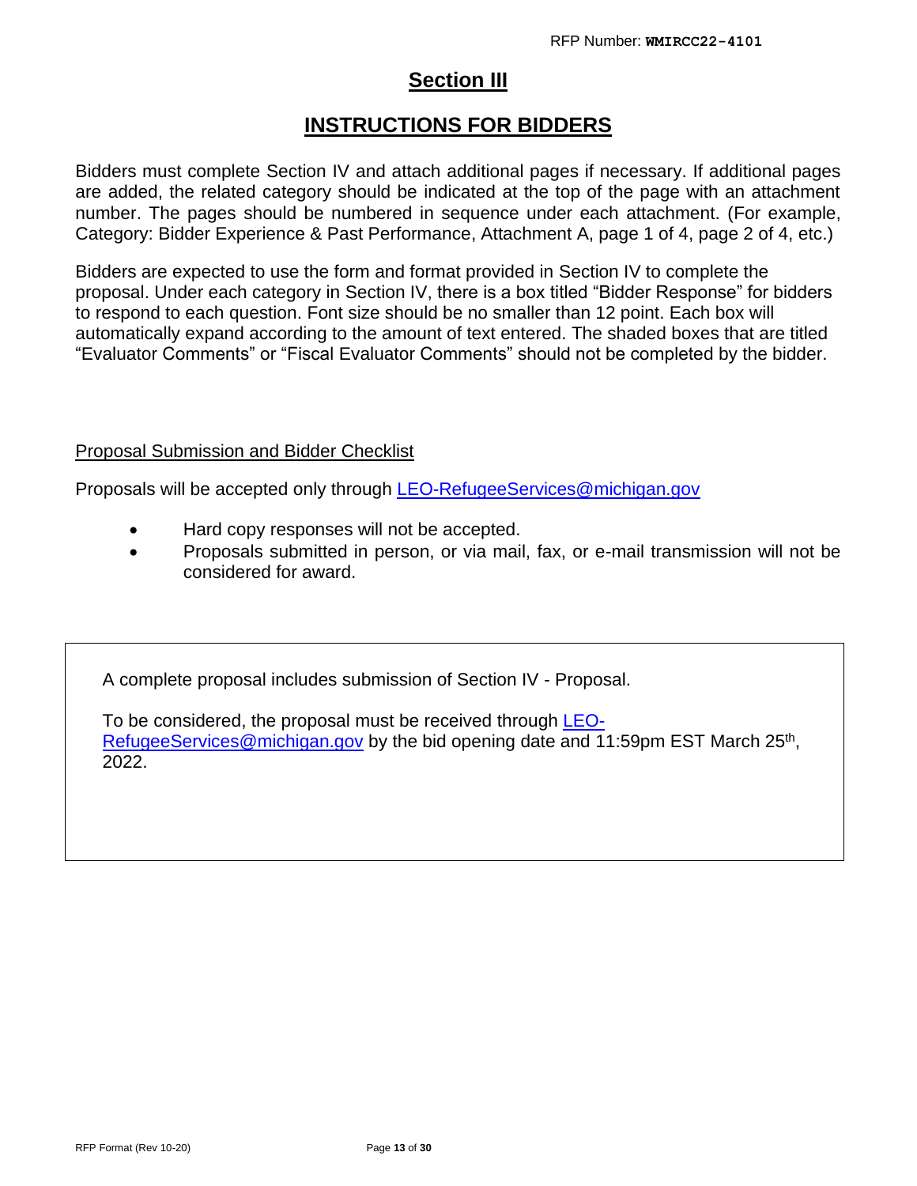# Section III

## INSTRUCTIONS FOR BIDDERS

Bidders must complete Section IV and attach additional pages if necessary. If additional pages are added, the related category should be indicated at the top of the page with an attachment number. The pages should be numbered in sequence under each attachment. (For example, Category: Bidder Experience & Past Performance, Attachment A, page 1 of 4, page 2 of 4, etc.)

Bidders are expected to use the form and format provided in Section IV to complete the proposal. Under each category in Section IV, there is a box titled "Bidder Response" for bidders to respond to each question. Font size should be no smaller than 12 point. Each box will automatically expand according to the amount of text entered. The shaded boxes that are titled "Evaluator Comments" or "Fiscal Evaluator Comments" should not be completed by the bidder.

Proposal Submission and Bidder Checklist

Proposals will be accepted only through LEO-RefugeeServices@michigan.gov

- Hard copy responses will not be accepted.
- Proposals submitted in person, or via mail, fax, or e-mail transmission will not be considered for award.

A complete proposal includes submission of Section IV - Proposal.

To be considered, the proposal must be received through LEO-RefugeeServices@michigan.gov by the bid opening date and 11:59pm EST March 25th, 2022.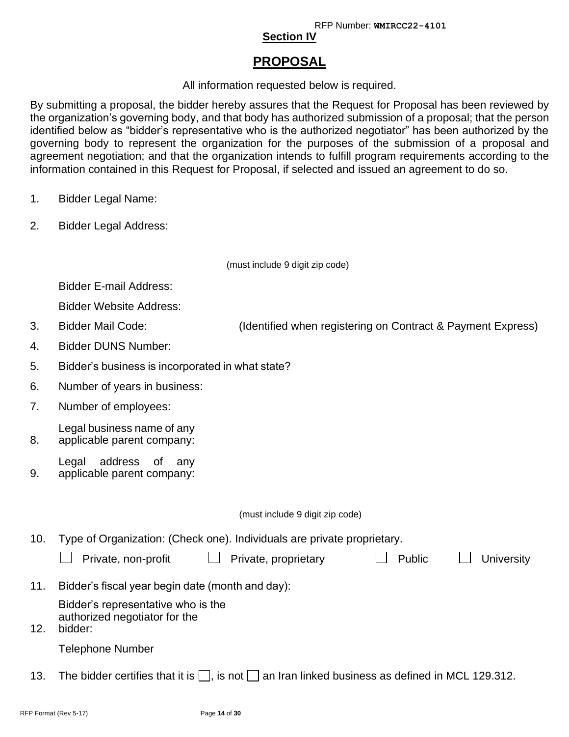## Section IV

# PROPOSAL

All information requested below is required.

By submitting a proposal, the bidder hereby assures that the Request for Proposal has been reviewed by the organization's governing body, and that body has authorized submission of a proposal; that the person identified below as "bidder's representative who is the authorized negotiator" has been authorized by the governing body to represent the organization for the purposes of the submission of a proposal and agreement negotiation; and that the organization intends to fulfill program requirements according to the information contained in this Request for Proposal, if selected and issued an agreement to do so.

1. Bidder Legal Name:

2. Bidder Legal Address:

   (must include 9 digit zip code)

   Bidder E-mail Address:

   Bidder Website Address:

3. Bidder Mail Code: (Identified when registering on Contract & Payment Express)

4. Bidder DUNS Number:

5. Bidder's business is incorporated in what state?

6. Number of years in business:

7. Number of employees:

8. Legal business name of any applicable parent company:

9. Legal address of any applicable parent company:

   (must include 9 digit zip code)

10. Type of Organization: (Check one). Individuals are private proprietary.

    ☐ Private, non-profit ☐ Private, proprietary ☐ Public ☐ University

11. Bidder's fiscal year begin date (month and day):

12. Bidder's representative who is the authorized negotiator for the bidder:

    Telephone Number

13. The bidder certifies that it is ☐, is not ☐ an Iran linked business as defined in MCL 129.312.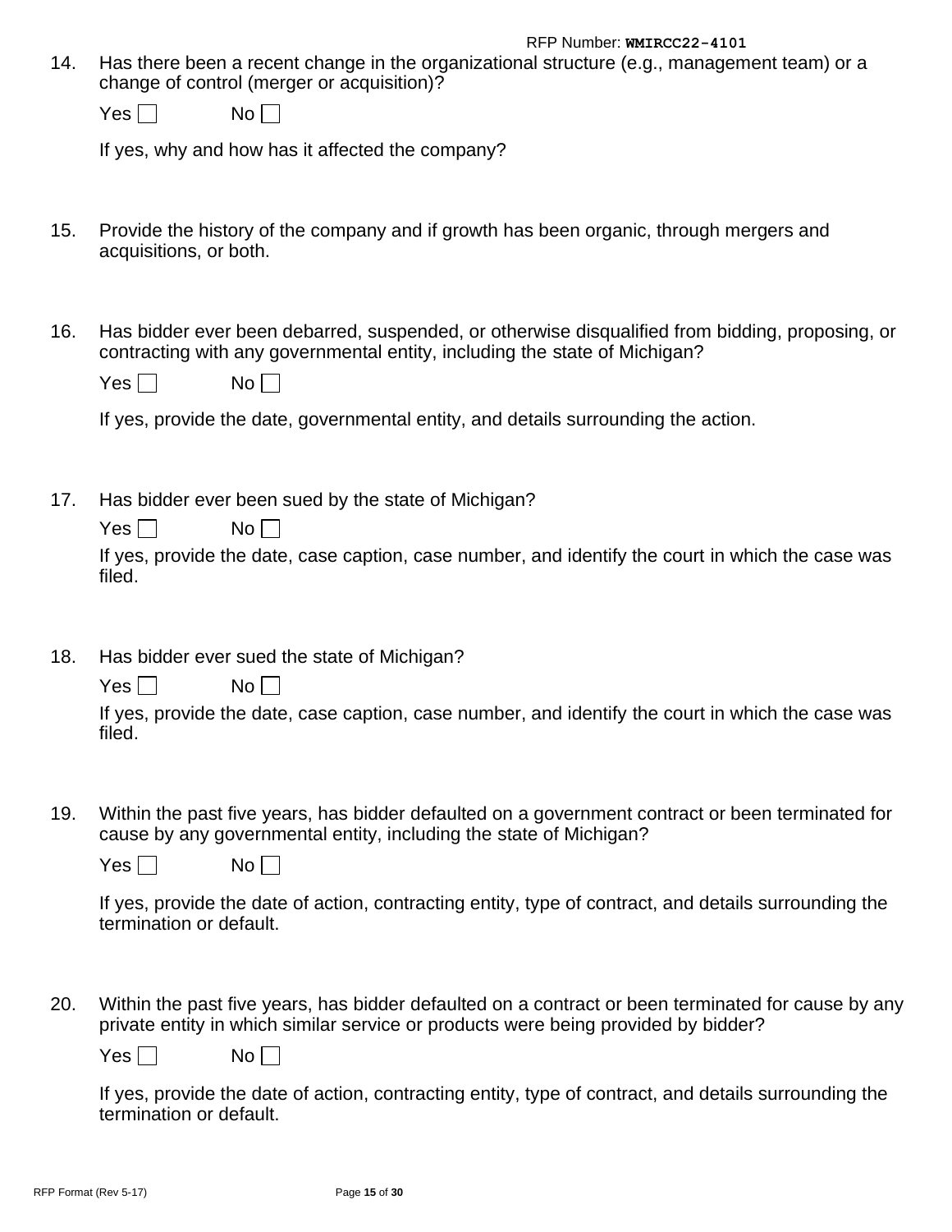14. Has there been a recent change in the organizational structure (e.g., management team) or a change of control (merger or acquisition)?

    Yes ☐ No ☐

    If yes, why and how has it affected the company?

15. Provide the history of the company and if growth has been organic, through mergers and acquisitions, or both.

16. Has bidder ever been debarred, suspended, or otherwise disqualified from bidding, proposing, or contracting with any governmental entity, including the state of Michigan?

    Yes ☐ No ☐

    If yes, provide the date, governmental entity, and details surrounding the action.

17. Has bidder ever been sued by the state of Michigan?

    Yes ☐ No ☐

    If yes, provide the date, case caption, case number, and identify the court in which the case was filed.

18. Has bidder ever sued the state of Michigan?

    Yes ☐ No ☐

    If yes, provide the date, case caption, case number, and identify the court in which the case was filed.

19. Within the past five years, has bidder defaulted on a government contract or been terminated for cause by any governmental entity, including the state of Michigan?

    Yes ☐ No ☐

    If yes, provide the date of action, contracting entity, type of contract, and details surrounding the termination or default.

20. Within the past five years, has bidder defaulted on a contract or been terminated for cause by any private entity in which similar service or products were being provided by bidder?

    Yes ☐ No ☐

    If yes, provide the date of action, contracting entity, type of contract, and details surrounding the termination or default.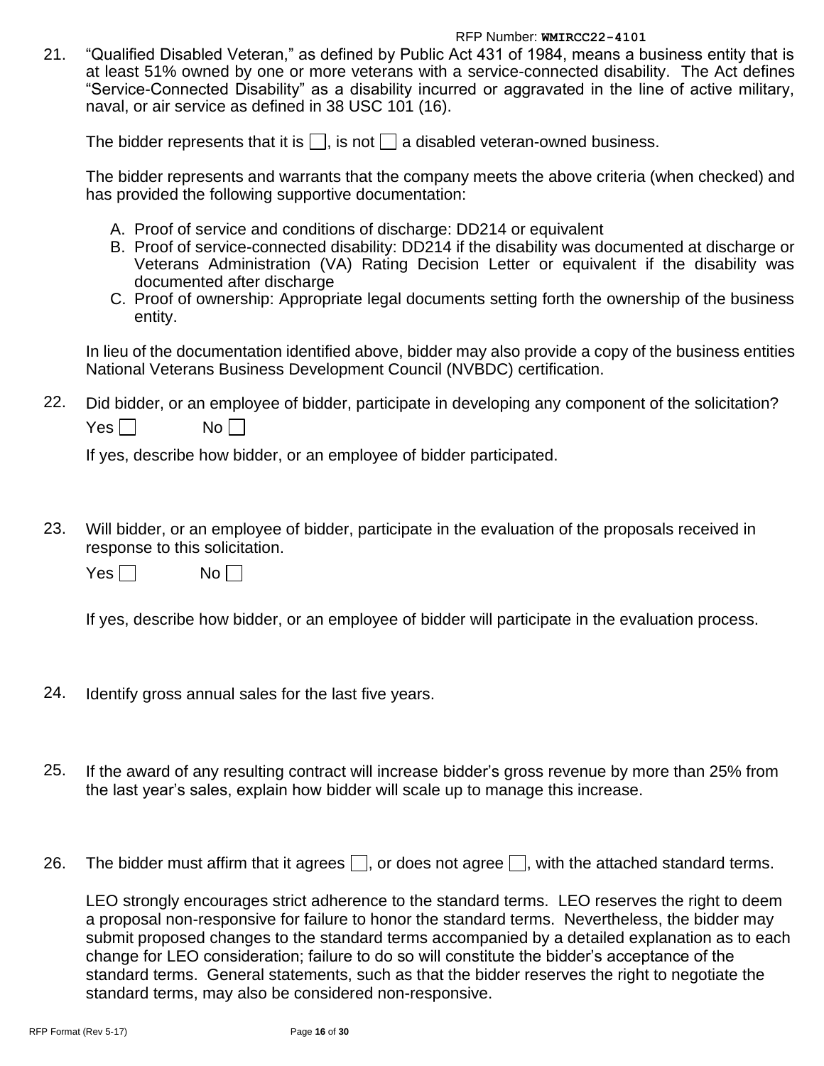21. "Qualified Disabled Veteran," as defined by Public Act 431 of 1984, means a business entity that is at least 51% owned by one or more veterans with a service-connected disability. The Act defines "Service-Connected Disability" as a disability incurred or aggravated in the line of active military, naval, or air service as defined in 38 USC 101 (16).

    The bidder represents that it is ☐, is not ☐ a disabled veteran-owned business.

    The bidder represents and warrants that the company meets the above criteria (when checked) and has provided the following supportive documentation:

    A. Proof of service and conditions of discharge: DD214 or equivalent
    B. Proof of service-connected disability: DD214 if the disability was documented at discharge or Veterans Administration (VA) Rating Decision Letter or equivalent if the disability was documented after discharge
    C. Proof of ownership: Appropriate legal documents setting forth the ownership of the business entity.

    In lieu of the documentation identified above, bidder may also provide a copy of the business entities National Veterans Business Development Council (NVBDC) certification.

22. Did bidder, or an employee of bidder, participate in developing any component of the solicitation?

    Yes ☐ No ☐

    If yes, describe how bidder, or an employee of bidder participated.

23. Will bidder, or an employee of bidder, participate in the evaluation of the proposals received in response to this solicitation.

    Yes ☐ No ☐

    If yes, describe how bidder, or an employee of bidder will participate in the evaluation process.

24. Identify gross annual sales for the last five years.

25. If the award of any resulting contract will increase bidder's gross revenue by more than 25% from the last year's sales, explain how bidder will scale up to manage this increase.

26. The bidder must affirm that it agrees ☐, or does not agree ☐, with the attached standard terms.

    LEO strongly encourages strict adherence to the standard terms. LEO reserves the right to deem a proposal non-responsive for failure to honor the standard terms. Nevertheless, the bidder may submit proposed changes to the standard terms accompanied by a detailed explanation as to each change for LEO consideration; failure to do so will constitute the bidder's acceptance of the standard terms. General statements, such as that the bidder reserves the right to negotiate the standard terms, may also be considered non-responsive.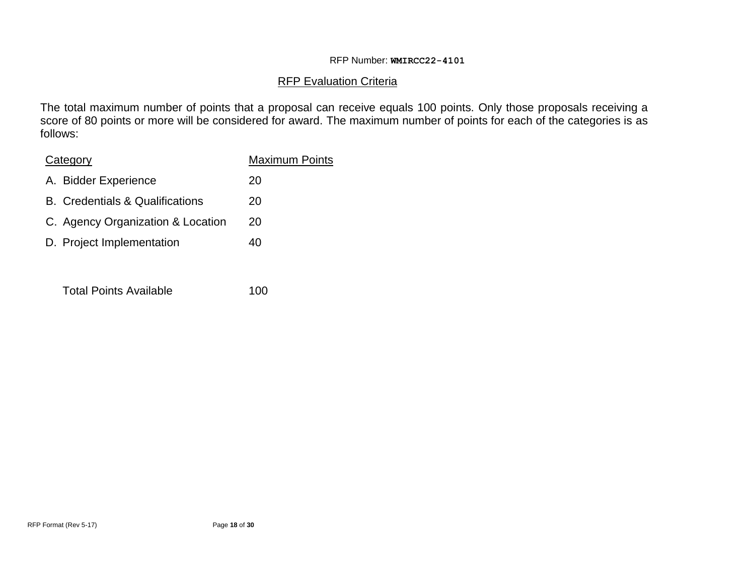RFP Number: **WMIRCC22-4101**

## RFP Evaluation Criteria

The total maximum number of points that a proposal can receive equals 100 points. Only those proposals receiving a score of 80 points or more will be considered for award. The maximum number of points for each of the categories is as follows:

| Category | Maximum Points |
|---|---|
| A. Bidder Experience | 20 |
| B. Credentials & Qualifications | 20 |
| C. Agency Organization & Location | 20 |
| D. Project Implementation | 40 |
| Total Points Available | 100 |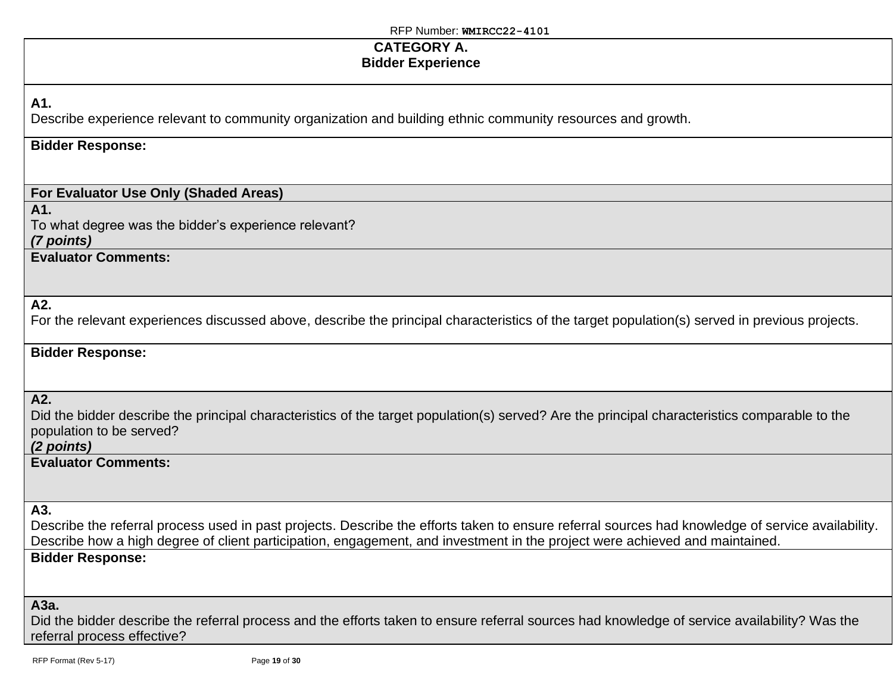## CATEGORY A.
## Bidder Experience

**A1.**
Describe experience relevant to community organization and building ethnic community resources and growth.

**Bidder Response:**

**For Evaluator Use Only (Shaded Areas)**

**A1.**
To what degree was the bidder's experience relevant?
***(7 points)***

**Evaluator Comments:**

**A2.**
For the relevant experiences discussed above, describe the principal characteristics of the target population(s) served in previous projects.

**Bidder Response:**

**A2.**
Did the bidder describe the principal characteristics of the target population(s) served? Are the principal characteristics comparable to the population to be served?
***(2 points)***

**Evaluator Comments:**

**A3.**
Describe the referral process used in past projects. Describe the efforts taken to ensure referral sources had knowledge of service availability. Describe how a high degree of client participation, engagement, and investment in the project were achieved and maintained.

**Bidder Response:**

**A3a.**
Did the bidder describe the referral process and the efforts taken to ensure referral sources had knowledge of service availability? Was the referral process effective?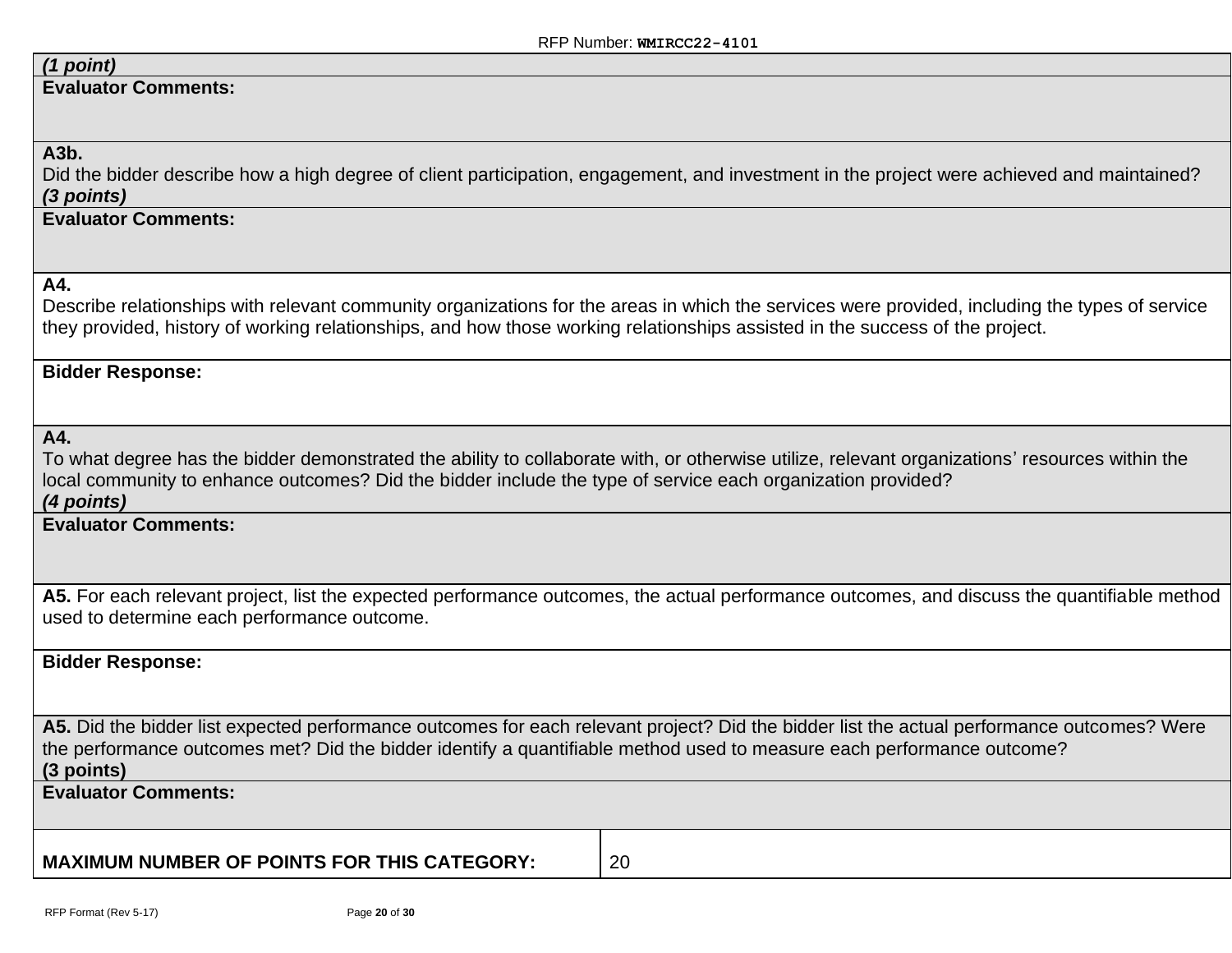***(1 point)***

**Evaluator Comments:**

**A3b.**
Did the bidder describe how a high degree of client participation, engagement, and investment in the project were achieved and maintained?
***(3 points)***

**Evaluator Comments:**

**A4.**
Describe relationships with relevant community organizations for the areas in which the services were provided, including the types of service they provided, history of working relationships, and how those working relationships assisted in the success of the project.

**Bidder Response:**

**A4.**
To what degree has the bidder demonstrated the ability to collaborate with, or otherwise utilize, relevant organizations' resources within the local community to enhance outcomes? Did the bidder include the type of service each organization provided?
***(4 points)***

**Evaluator Comments:**

**A5.** For each relevant project, list the expected performance outcomes, the actual performance outcomes, and discuss the quantifiable method used to determine each performance outcome.

**Bidder Response:**

**A5.** Did the bidder list expected performance outcomes for each relevant project? Did the bidder list the actual performance outcomes? Were the performance outcomes met? Did the bidder identify a quantifiable method used to measure each performance outcome?
**(3 points)**

**Evaluator Comments:**

| **MAXIMUM NUMBER OF POINTS FOR THIS CATEGORY:** | 20 |
|---|---|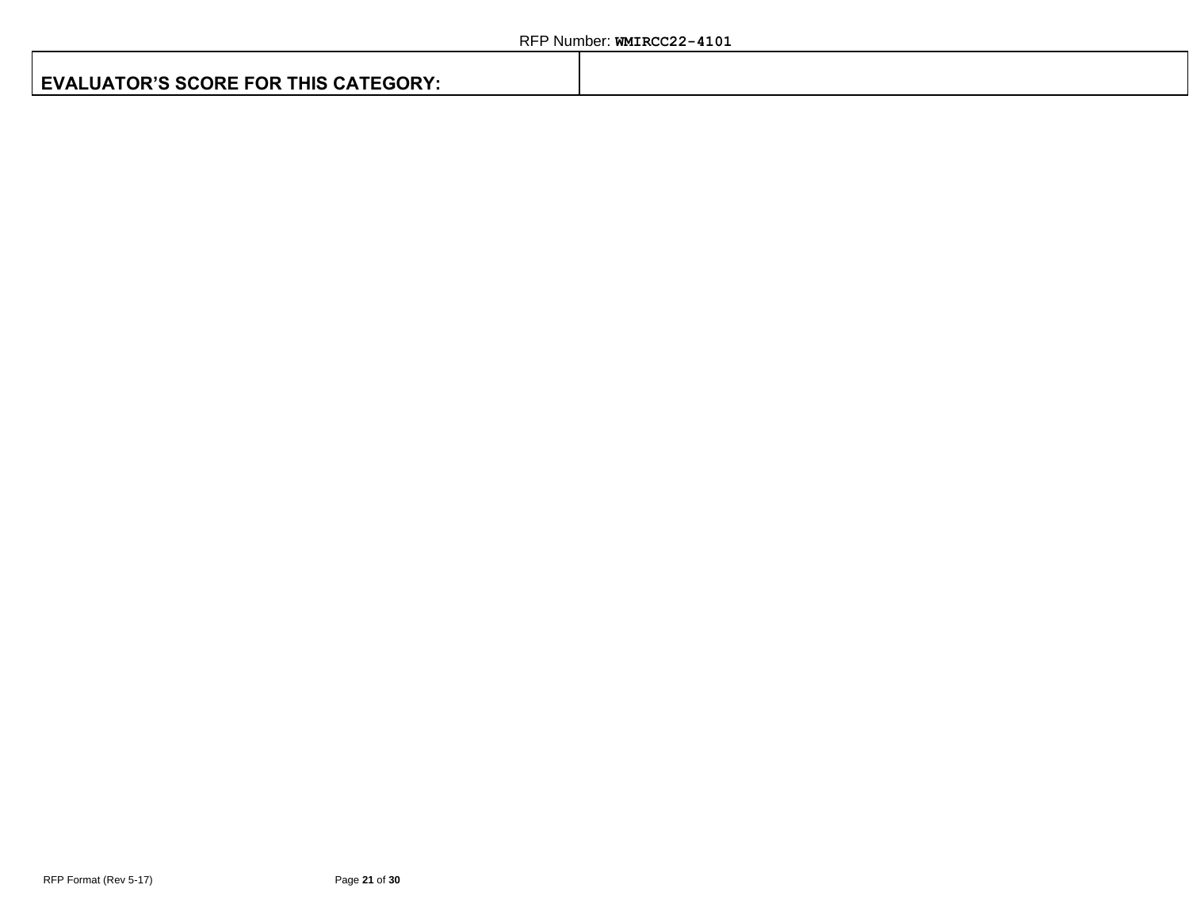| EVALUATOR'S SCORE FOR THIS CATEGORY: | |
|---|---|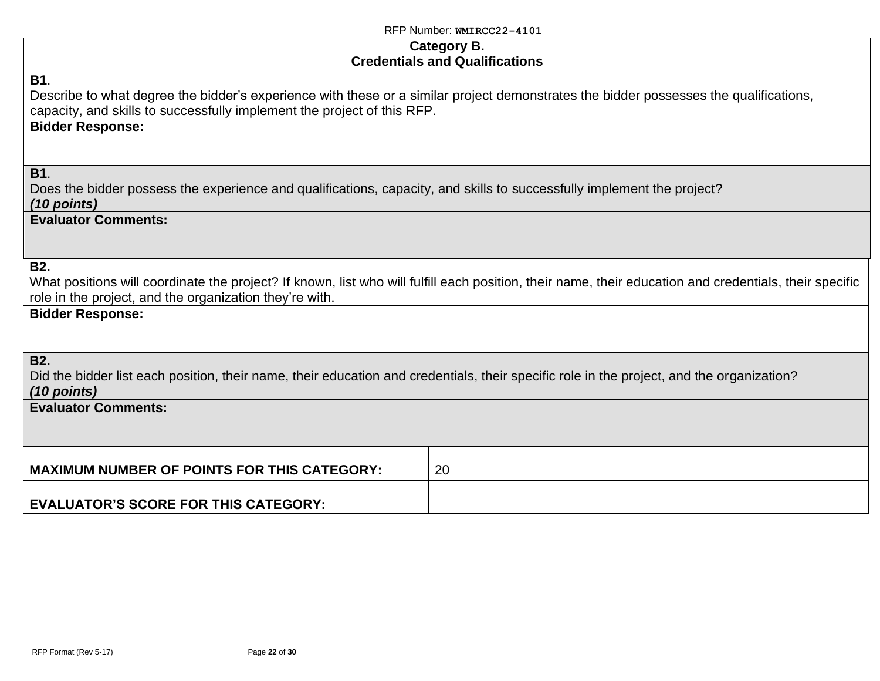| **Category B.**<br>**Credentials and Qualifications** | |
|---|---|
| **B1**.<br>Describe to what degree the bidder's experience with these or a similar project demonstrates the bidder possesses the qualifications, capacity, and skills to successfully implement the project of this RFP. | |
| **Bidder Response:** | |
| **B1**.<br>Does the bidder possess the experience and qualifications, capacity, and skills to successfully implement the project?<br>***(10 points)*** | |
| **Evaluator Comments:** | |
| **B2.**<br>What positions will coordinate the project? If known, list who will fulfill each position, their name, their education and credentials, their specific role in the project, and the organization they're with. | |
| **Bidder Response:** | |
| **B2.**<br>Did the bidder list each position, their name, their education and credentials, their specific role in the project, and the organization?<br>***(10 points)*** | |
| **Evaluator Comments:** | |
| **MAXIMUM NUMBER OF POINTS FOR THIS CATEGORY:** | 20 |
| **EVALUATOR'S SCORE FOR THIS CATEGORY:** | |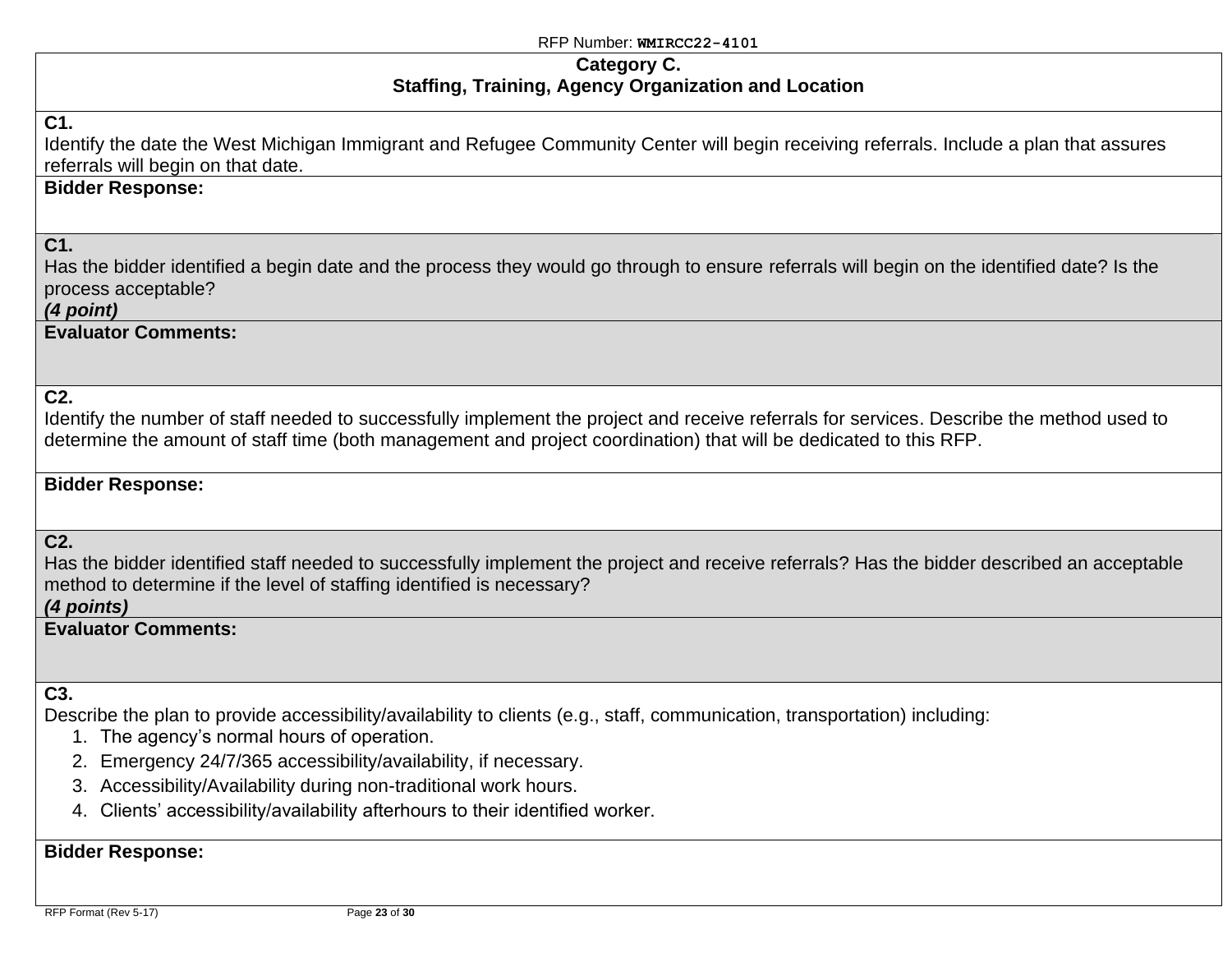RFP Number: **WMIRCC22-4101**

## Category C.
## Staffing, Training, Agency Organization and Location

**C1.**
Identify the date the West Michigan Immigrant and Refugee Community Center will begin receiving referrals. Include a plan that assures referrals will begin on that date.

**Bidder Response:**

**C1.**
Has the bidder identified a begin date and the process they would go through to ensure referrals will begin on the identified date? Is the process acceptable?
***(4 point)***

**Evaluator Comments:**

**C2.**
Identify the number of staff needed to successfully implement the project and receive referrals for services. Describe the method used to determine the amount of staff time (both management and project coordination) that will be dedicated to this RFP.

**Bidder Response:**

**C2.**
Has the bidder identified staff needed to successfully implement the project and receive referrals? Has the bidder described an acceptable method to determine if the level of staffing identified is necessary?
***(4 points)***

**Evaluator Comments:**

**C3.**
Describe the plan to provide accessibility/availability to clients (e.g., staff, communication, transportation) including:

1. The agency's normal hours of operation.
2. Emergency 24/7/365 accessibility/availability, if necessary.
3. Accessibility/Availability during non-traditional work hours.
4. Clients' accessibility/availability afterhours to their identified worker.

**Bidder Response:**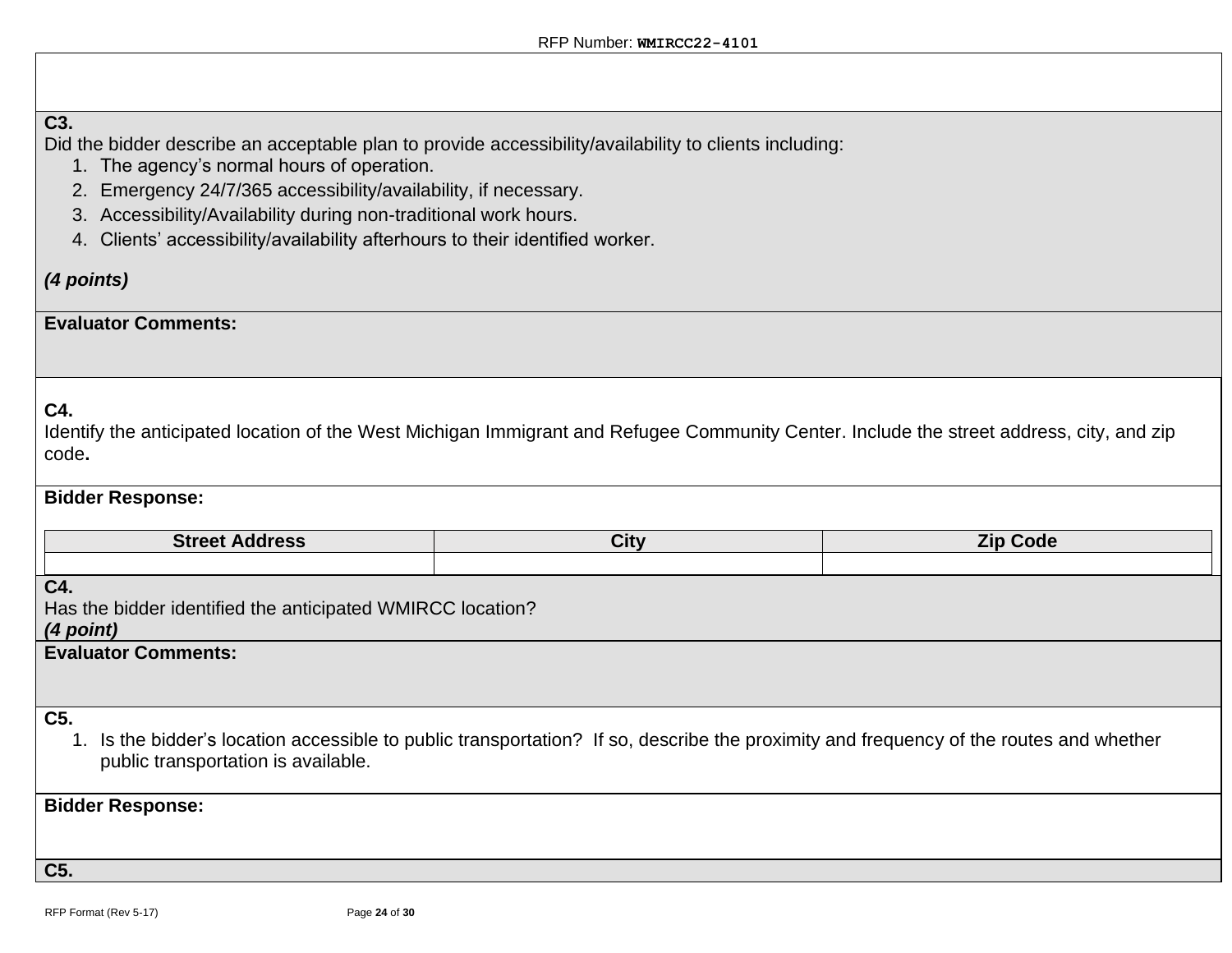**C3.**
Did the bidder describe an acceptable plan to provide accessibility/availability to clients including:

1. The agency's normal hours of operation.
2. Emergency 24/7/365 accessibility/availability, if necessary.
3. Accessibility/Availability during non-traditional work hours.
4. Clients' accessibility/availability afterhours to their identified worker.

***(4 points)***

**Evaluator Comments:**

**C4.**
Identify the anticipated location of the West Michigan Immigrant and Refugee Community Center. Include the street address, city, and zip code**.**

**Bidder Response:**

| Street Address | City | Zip Code |
|---|---|---|
| | | |

**C4.**
Has the bidder identified the anticipated WMIRCC location?
***(4 point)***

**Evaluator Comments:**

**C5.**

1. Is the bidder's location accessible to public transportation? If so, describe the proximity and frequency of the routes and whether public transportation is available.

**Bidder Response:**

**C5.**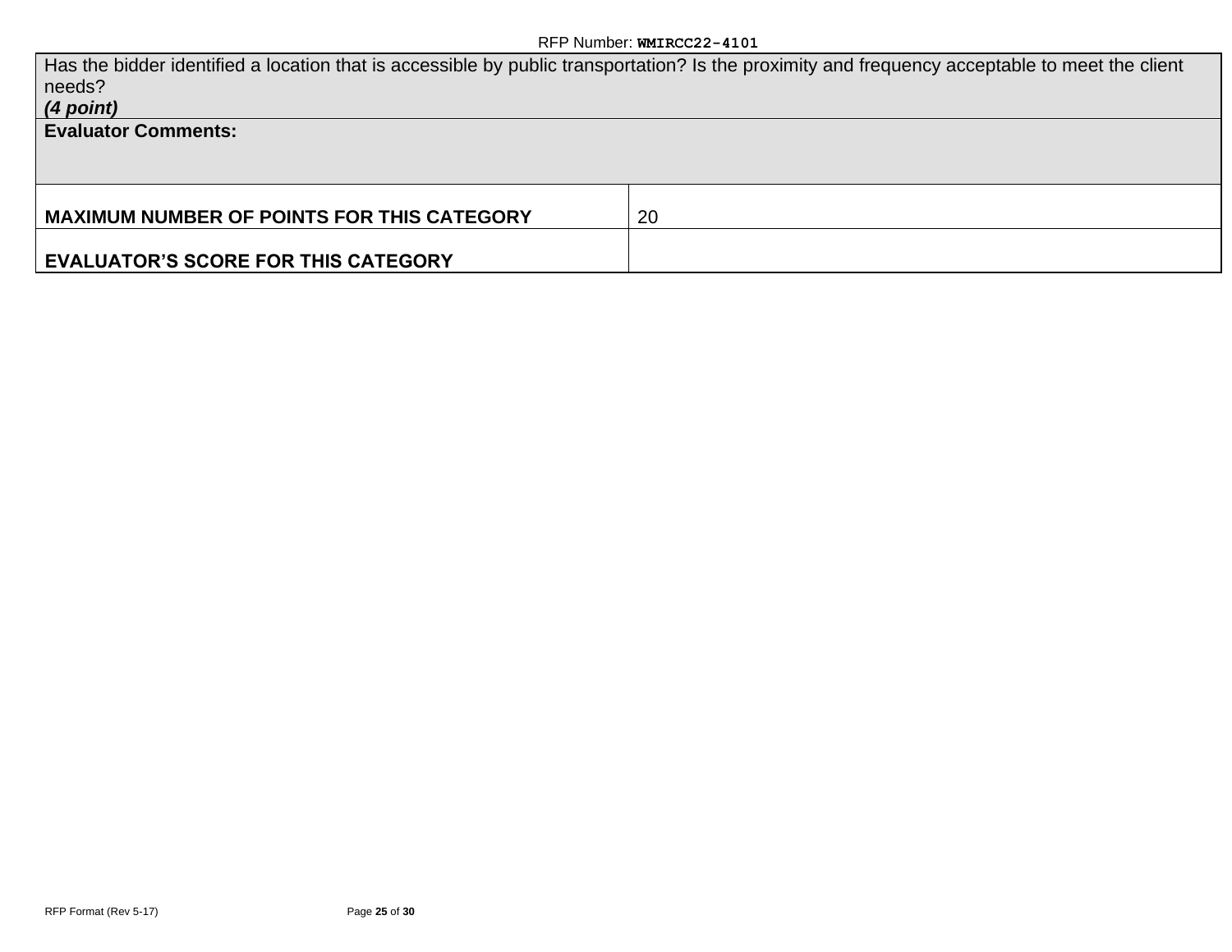| Has the bidder identified a location that is accessible by public transportation? Is the proximity and frequency acceptable to meet the client needs? ***(4 point)*** | |
|---|---|
| **Evaluator Comments:** | |
| **MAXIMUM NUMBER OF POINTS FOR THIS CATEGORY** | 20 |
| **EVALUATOR'S SCORE FOR THIS CATEGORY** | |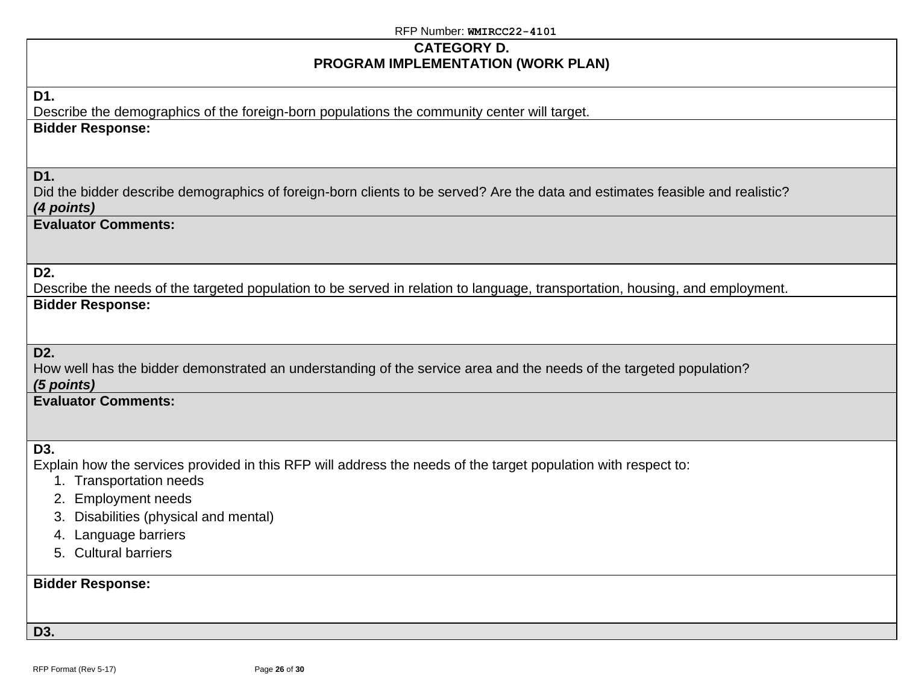## CATEGORY D.
## PROGRAM IMPLEMENTATION (WORK PLAN)

**D1.**
Describe the demographics of the foreign-born populations the community center will target.

**Bidder Response:**

**D1.**
Did the bidder describe demographics of foreign-born clients to be served? Are the data and estimates feasible and realistic?
***(4 points)***

**Evaluator Comments:**

**D2.**
Describe the needs of the targeted population to be served in relation to language, transportation, housing, and employment.

**Bidder Response:**

**D2.**
How well has the bidder demonstrated an understanding of the service area and the needs of the targeted population?
***(5 points)***

**Evaluator Comments:**

**D3.**
Explain how the services provided in this RFP will address the needs of the target population with respect to:

1. Transportation needs
2. Employment needs
3. Disabilities (physical and mental)
4. Language barriers
5. Cultural barriers

**Bidder Response:**

**D3.**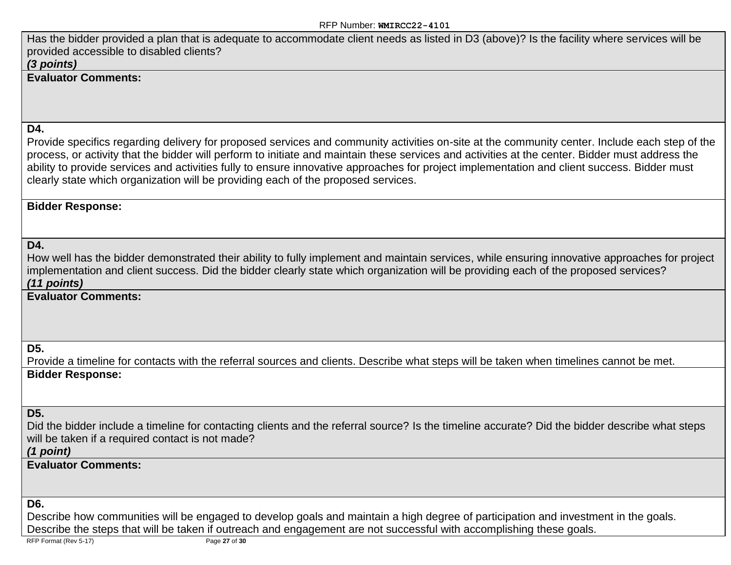| Has the bidder provided a plan that is adequate to accommodate client needs as listed in D3 (above)? Is the facility where services will be provided accessible to disabled clients? ***(3 points)*** |
|---|
| **Evaluator Comments:** |
| **D4.** Provide specifics regarding delivery for proposed services and community activities on-site at the community center. Include each step of the process, or activity that the bidder will perform to initiate and maintain these services and activities at the center. Bidder must address the ability to provide services and activities fully to ensure innovative approaches for project implementation and client success. Bidder must clearly state which organization will be providing each of the proposed services. |
| **Bidder Response:** |
| **D4.** How well has the bidder demonstrated their ability to fully implement and maintain services, while ensuring innovative approaches for project implementation and client success. Did the bidder clearly state which organization will be providing each of the proposed services? ***(11 points)*** |
| **Evaluator Comments:** |
| **D5.** Provide a timeline for contacts with the referral sources and clients. Describe what steps will be taken when timelines cannot be met. |
| **Bidder Response:** |
| **D5.** Did the bidder include a timeline for contacting clients and the referral source? Is the timeline accurate? Did the bidder describe what steps will be taken if a required contact is not made? ***(1 point)*** |
| **Evaluator Comments:** |
| **D6.** Describe how communities will be engaged to develop goals and maintain a high degree of participation and investment in the goals. Describe the steps that will be taken if outreach and engagement are not successful with accomplishing these goals. |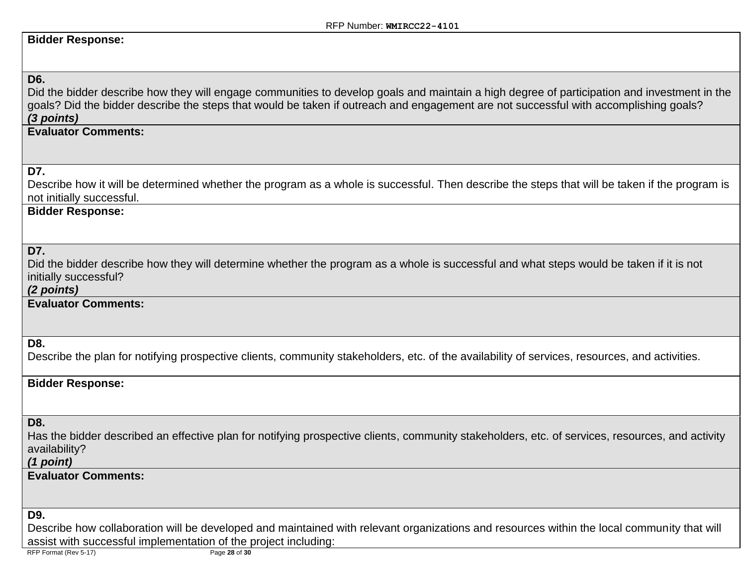**Bidder Response:**

**D6.**
Did the bidder describe how they will engage communities to develop goals and maintain a high degree of participation and investment in the goals? Did the bidder describe the steps that would be taken if outreach and engagement are not successful with accomplishing goals?
***(3 points)***

**Evaluator Comments:**

**D7.**
Describe how it will be determined whether the program as a whole is successful. Then describe the steps that will be taken if the program is not initially successful.

**Bidder Response:**

**D7.**
Did the bidder describe how they will determine whether the program as a whole is successful and what steps would be taken if it is not initially successful?
***(2 points)***

**Evaluator Comments:**

**D8.**
Describe the plan for notifying prospective clients, community stakeholders, etc. of the availability of services, resources, and activities.

**Bidder Response:**

**D8.**
Has the bidder described an effective plan for notifying prospective clients, community stakeholders, etc. of services, resources, and activity availability?
***(1 point)***

**Evaluator Comments:**

**D9.**
Describe how collaboration will be developed and maintained with relevant organizations and resources within the local community that will assist with successful implementation of the project including: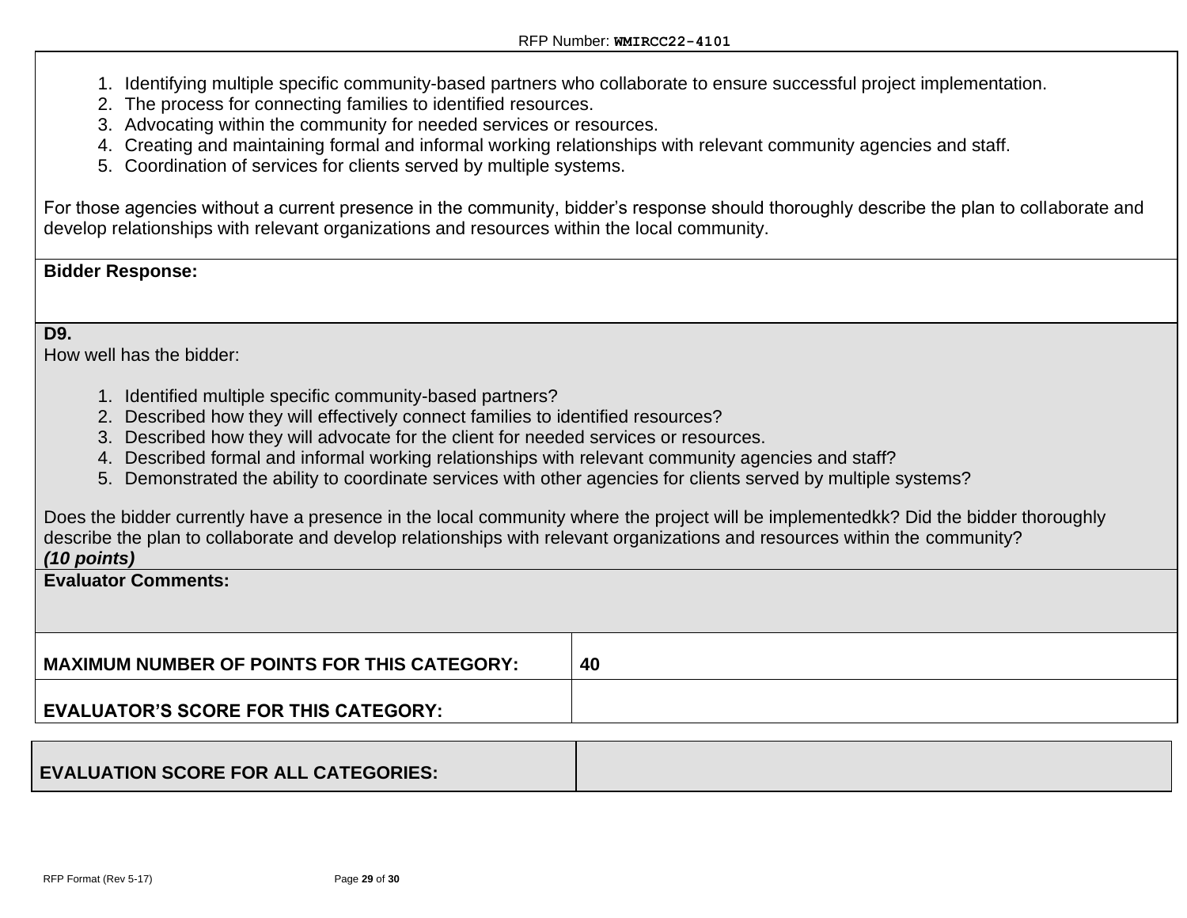1. Identifying multiple specific community-based partners who collaborate to ensure successful project implementation.
2. The process for connecting families to identified resources.
3. Advocating within the community for needed services or resources.
4. Creating and maintaining formal and informal working relationships with relevant community agencies and staff.
5. Coordination of services for clients served by multiple systems.

For those agencies without a current presence in the community, bidder's response should thoroughly describe the plan to collaborate and develop relationships with relevant organizations and resources within the local community.

**Bidder Response:**

**D9.**

How well has the bidder:

1. Identified multiple specific community-based partners?
2. Described how they will effectively connect families to identified resources?
3. Described how they will advocate for the client for needed services or resources.
4. Described formal and informal working relationships with relevant community agencies and staff?
5. Demonstrated the ability to coordinate services with other agencies for clients served by multiple systems?

Does the bidder currently have a presence in the local community where the project will be implementedkk? Did the bidder thoroughly describe the plan to collaborate and develop relationships with relevant organizations and resources within the community?

***(10 points)***

**Evaluator Comments:**

| | |
|---|---|
| **MAXIMUM NUMBER OF POINTS FOR THIS CATEGORY:** | **40** |
| **EVALUATOR'S SCORE FOR THIS CATEGORY:** | |

| | |
|---|---|
| **EVALUATION SCORE FOR ALL CATEGORIES:** | |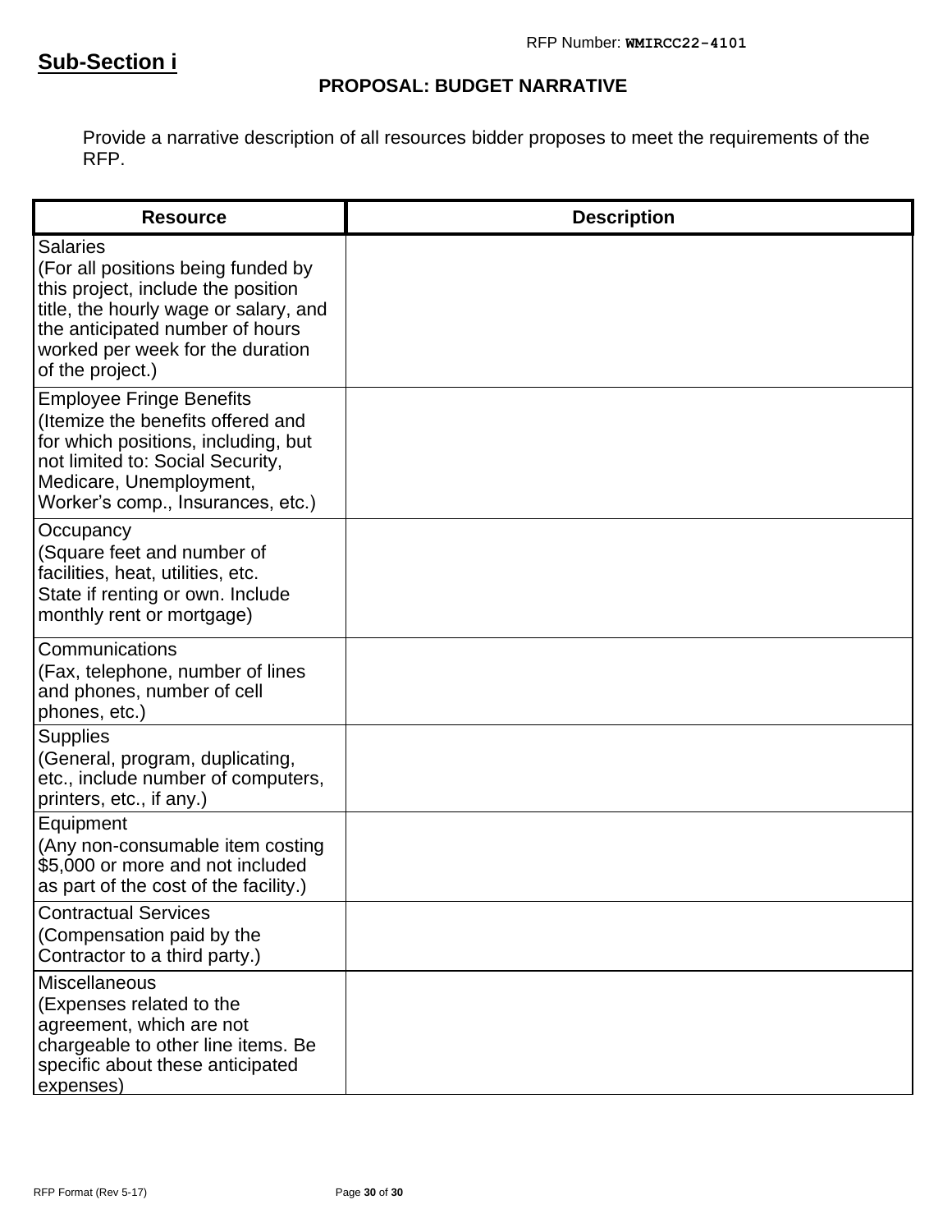RFP Number: **WMIRCC22-4101**

## Sub-Section i

### PROPOSAL: BUDGET NARRATIVE

Provide a narrative description of all resources bidder proposes to meet the requirements of the RFP.

| Resource | Description |
| --- | --- |
| Salaries (For all positions being funded by this project, include the position title, the hourly wage or salary, and the anticipated number of hours worked per week for the duration of the project.) | |
| Employee Fringe Benefits (Itemize the benefits offered and for which positions, including, but not limited to: Social Security, Medicare, Unemployment, Worker's comp., Insurances, etc.) | |
| Occupancy (Square feet and number of facilities, heat, utilities, etc. State if renting or own. Include monthly rent or mortgage) | |
| Communications (Fax, telephone, number of lines and phones, number of cell phones, etc.) | |
| Supplies (General, program, duplicating, etc., include number of computers, printers, etc., if any.) | |
| Equipment (Any non-consumable item costing $5,000 or more and not included as part of the cost of the facility.) | |
| Contractual Services (Compensation paid by the Contractor to a third party.) | |
| Miscellaneous (Expenses related to the agreement, which are not chargeable to other line items. Be specific about these anticipated expenses) | |